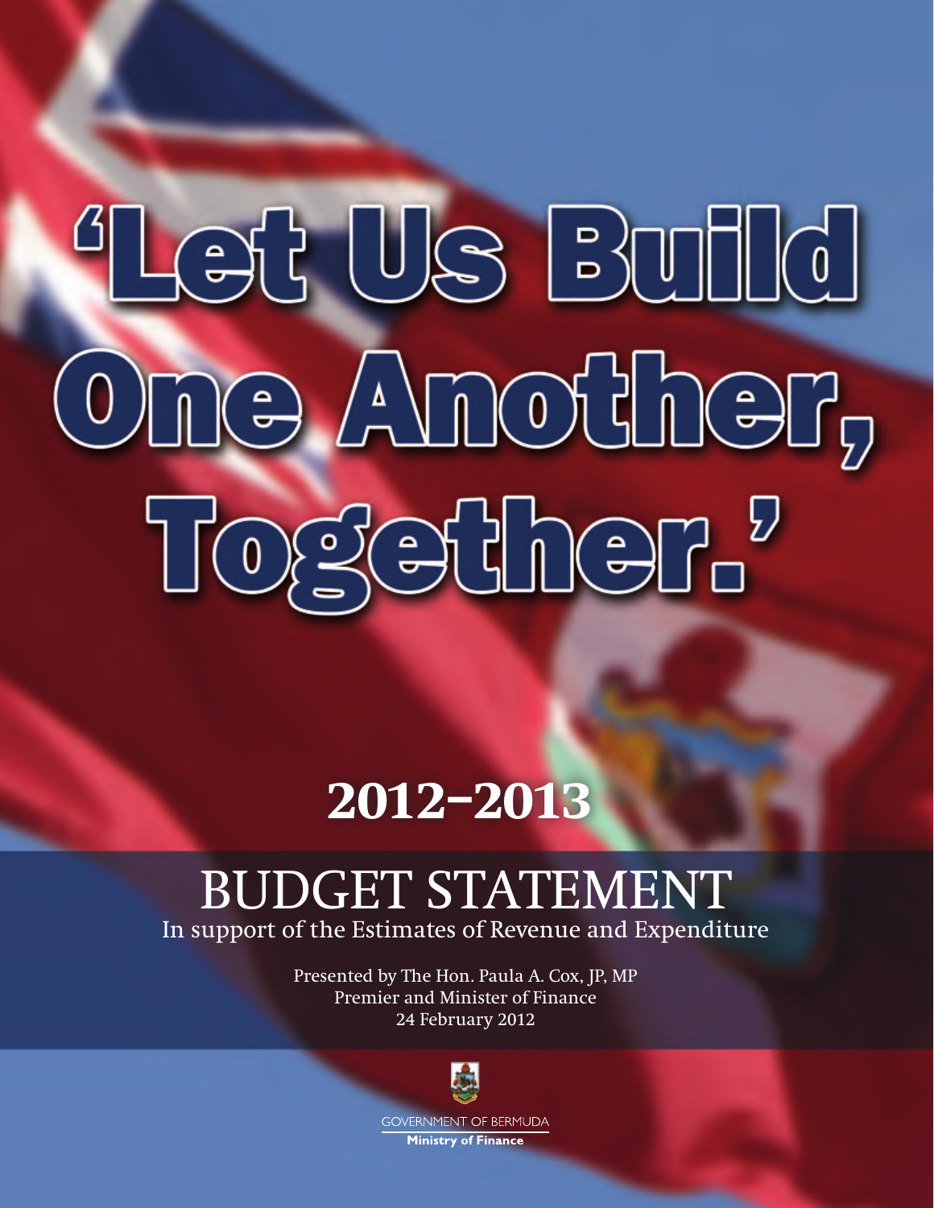# 'Let Us Build One Another, Together.'

## 2012–2013

# BUDGET STATEMENT

In support of the Estimates of Revenue and Expenditure

Presented by The Hon. Paula A. Cox, JP, MP
Premier and Minister of Finance
24 February 2012

GOVERNMENT OF BERMUDA
**Ministry of Finance**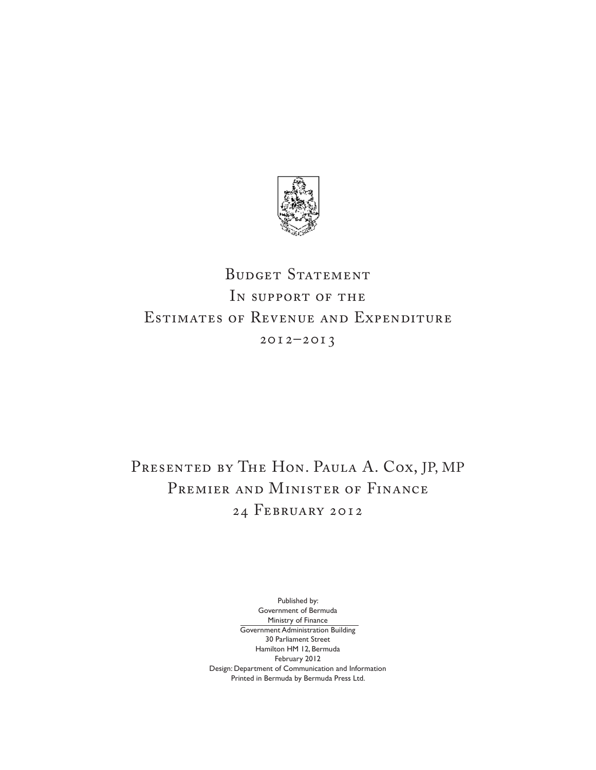# Budget Statement
# In support of the
# Estimates of Revenue and Expenditure
# 2012–2013

## Presented by The Hon. Paula A. Cox, JP, MP
## Premier and Minister of Finance
## 24 February 2012

Published by:
Government of Bermuda
Ministry of Finance
Government Administration Building
30 Parliament Street
Hamilton HM 12, Bermuda
February 2012
Design: Department of Communication and Information
Printed in Bermuda by Bermuda Press Ltd.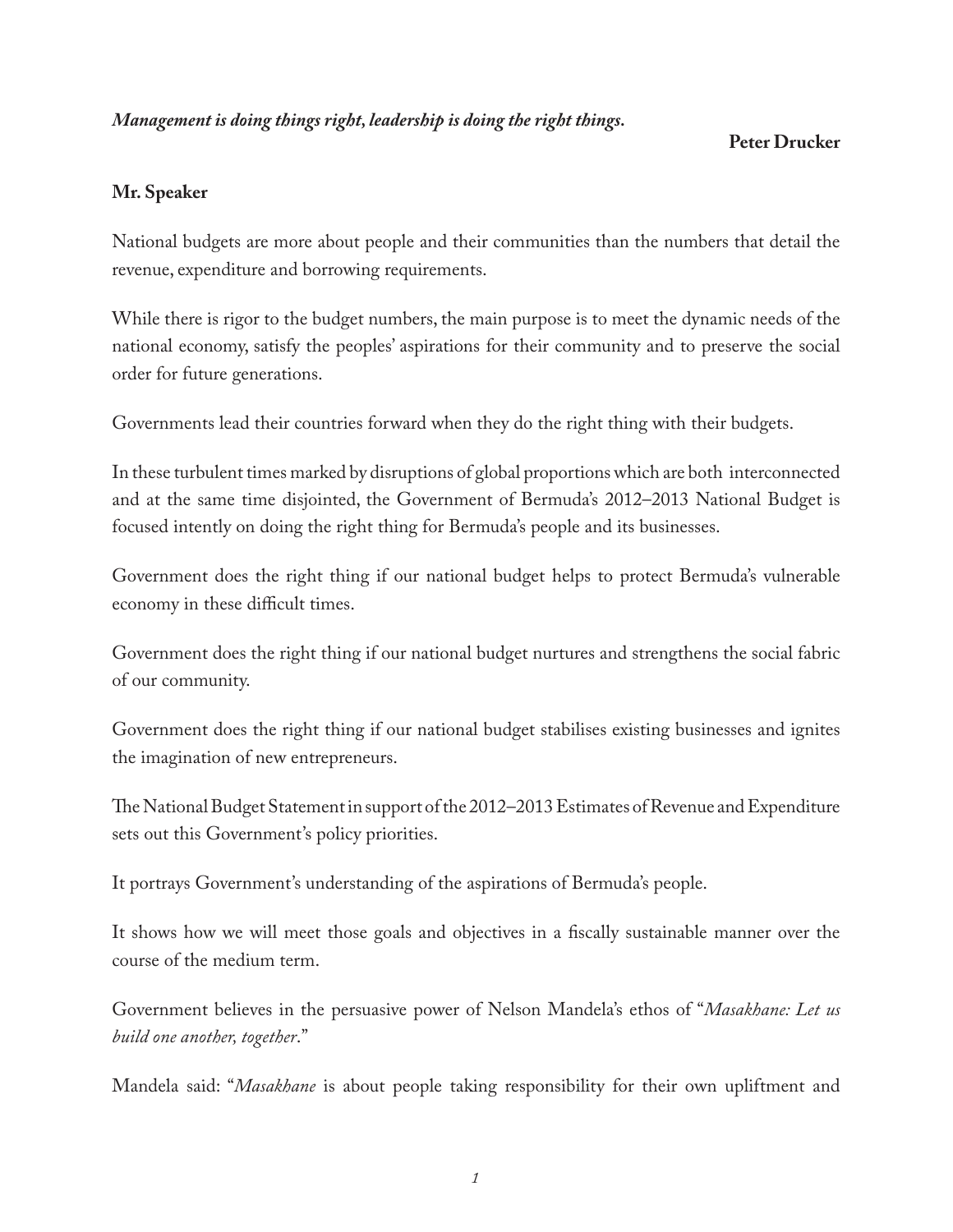***Management is doing things right, leadership is doing the right things.***

**Peter Drucker**

**Mr. Speaker**

National budgets are more about people and their communities than the numbers that detail the revenue, expenditure and borrowing requirements.

While there is rigor to the budget numbers, the main purpose is to meet the dynamic needs of the national economy, satisfy the peoples' aspirations for their community and to preserve the social order for future generations.

Governments lead their countries forward when they do the right thing with their budgets.

In these turbulent times marked by disruptions of global proportions which are both interconnected and at the same time disjointed, the Government of Bermuda's 2012–2013 National Budget is focused intently on doing the right thing for Bermuda's people and its businesses.

Government does the right thing if our national budget helps to protect Bermuda's vulnerable economy in these difficult times.

Government does the right thing if our national budget nurtures and strengthens the social fabric of our community.

Government does the right thing if our national budget stabilises existing businesses and ignites the imagination of new entrepreneurs.

The National Budget Statement in support of the 2012–2013 Estimates of Revenue and Expenditure sets out this Government's policy priorities.

It portrays Government's understanding of the aspirations of Bermuda's people.

It shows how we will meet those goals and objectives in a fiscally sustainable manner over the course of the medium term.

Government believes in the persuasive power of Nelson Mandela's ethos of "*Masakhane: Let us build one another, together*."

Mandela said: "*Masakhane* is about people taking responsibility for their own upliftment and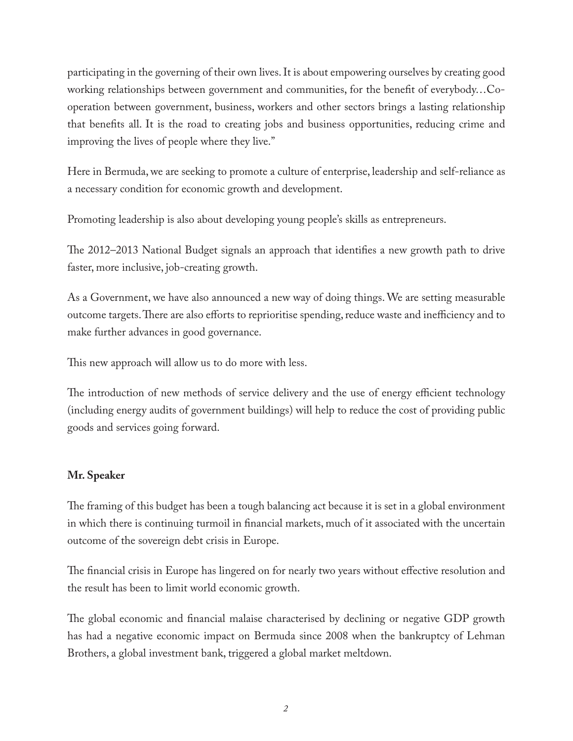participating in the governing of their own lives. It is about empowering ourselves by creating good working relationships between government and communities, for the benefit of everybody…Co-operation between government, business, workers and other sectors brings a lasting relationship that benefits all. It is the road to creating jobs and business opportunities, reducing crime and improving the lives of people where they live."

Here in Bermuda, we are seeking to promote a culture of enterprise, leadership and self-reliance as a necessary condition for economic growth and development.

Promoting leadership is also about developing young people's skills as entrepreneurs.

The 2012–2013 National Budget signals an approach that identifies a new growth path to drive faster, more inclusive, job-creating growth.

As a Government, we have also announced a new way of doing things. We are setting measurable outcome targets. There are also efforts to reprioritise spending, reduce waste and inefficiency and to make further advances in good governance.

This new approach will allow us to do more with less.

The introduction of new methods of service delivery and the use of energy efficient technology (including energy audits of government buildings) will help to reduce the cost of providing public goods and services going forward.

**Mr. Speaker**

The framing of this budget has been a tough balancing act because it is set in a global environment in which there is continuing turmoil in financial markets, much of it associated with the uncertain outcome of the sovereign debt crisis in Europe.

The financial crisis in Europe has lingered on for nearly two years without effective resolution and the result has been to limit world economic growth.

The global economic and financial malaise characterised by declining or negative GDP growth has had a negative economic impact on Bermuda since 2008 when the bankruptcy of Lehman Brothers, a global investment bank, triggered a global market meltdown.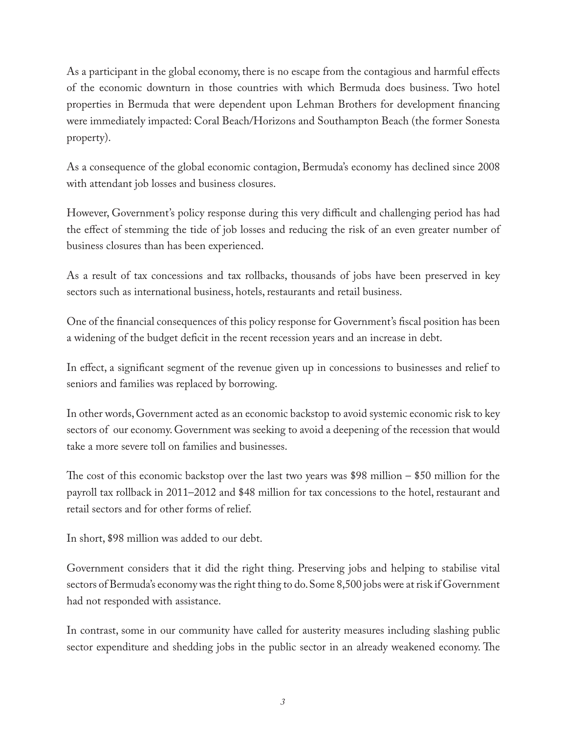As a participant in the global economy, there is no escape from the contagious and harmful effects of the economic downturn in those countries with which Bermuda does business. Two hotel properties in Bermuda that were dependent upon Lehman Brothers for development financing were immediately impacted: Coral Beach/Horizons and Southampton Beach (the former Sonesta property).

As a consequence of the global economic contagion, Bermuda's economy has declined since 2008 with attendant job losses and business closures.

However, Government's policy response during this very difficult and challenging period has had the effect of stemming the tide of job losses and reducing the risk of an even greater number of business closures than has been experienced.

As a result of tax concessions and tax rollbacks, thousands of jobs have been preserved in key sectors such as international business, hotels, restaurants and retail business.

One of the financial consequences of this policy response for Government's fiscal position has been a widening of the budget deficit in the recent recession years and an increase in debt.

In effect, a significant segment of the revenue given up in concessions to businesses and relief to seniors and families was replaced by borrowing.

In other words, Government acted as an economic backstop to avoid systemic economic risk to key sectors of our economy. Government was seeking to avoid a deepening of the recession that would take a more severe toll on families and businesses.

The cost of this economic backstop over the last two years was $98 million – $50 million for the payroll tax rollback in 2011–2012 and $48 million for tax concessions to the hotel, restaurant and retail sectors and for other forms of relief.

In short, $98 million was added to our debt.

Government considers that it did the right thing. Preserving jobs and helping to stabilise vital sectors of Bermuda's economy was the right thing to do. Some 8,500 jobs were at risk if Government had not responded with assistance.

In contrast, some in our community have called for austerity measures including slashing public sector expenditure and shedding jobs in the public sector in an already weakened economy. The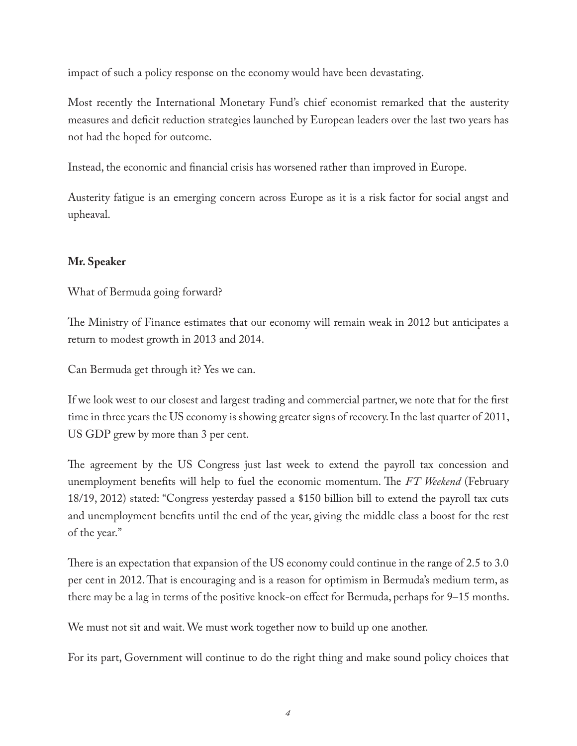impact of such a policy response on the economy would have been devastating.

Most recently the International Monetary Fund's chief economist remarked that the austerity measures and deficit reduction strategies launched by European leaders over the last two years has not had the hoped for outcome.

Instead, the economic and financial crisis has worsened rather than improved in Europe.

Austerity fatigue is an emerging concern across Europe as it is a risk factor for social angst and upheaval.

**Mr. Speaker**

What of Bermuda going forward?

The Ministry of Finance estimates that our economy will remain weak in 2012 but anticipates a return to modest growth in 2013 and 2014.

Can Bermuda get through it? Yes we can.

If we look west to our closest and largest trading and commercial partner, we note that for the first time in three years the US economy is showing greater signs of recovery. In the last quarter of 2011, US GDP grew by more than 3 per cent.

The agreement by the US Congress just last week to extend the payroll tax concession and unemployment benefits will help to fuel the economic momentum. The *FT Weekend* (February 18/19, 2012) stated: "Congress yesterday passed a $150 billion bill to extend the payroll tax cuts and unemployment benefits until the end of the year, giving the middle class a boost for the rest of the year."

There is an expectation that expansion of the US economy could continue in the range of 2.5 to 3.0 per cent in 2012. That is encouraging and is a reason for optimism in Bermuda's medium term, as there may be a lag in terms of the positive knock-on effect for Bermuda, perhaps for 9–15 months.

We must not sit and wait. We must work together now to build up one another.

For its part, Government will continue to do the right thing and make sound policy choices that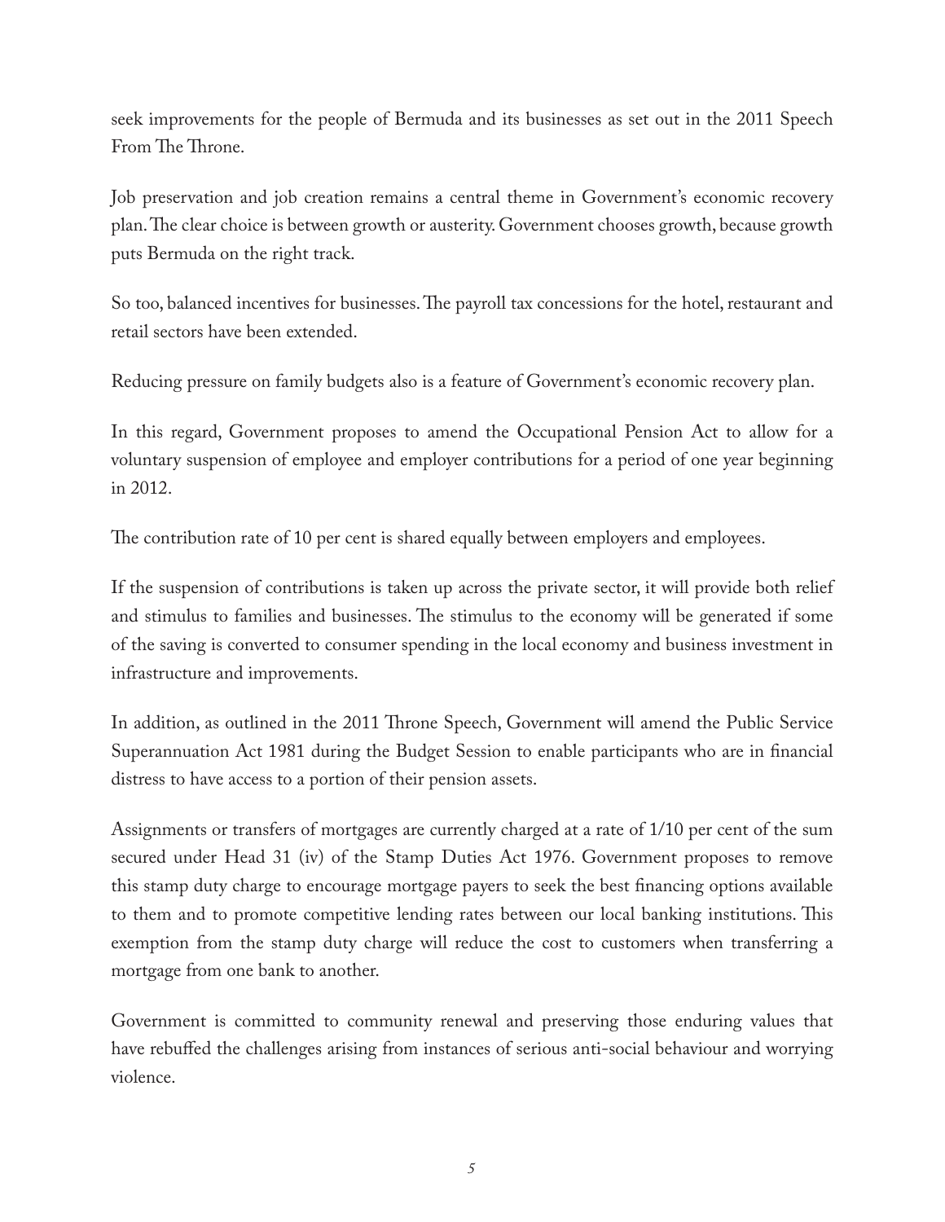seek improvements for the people of Bermuda and its businesses as set out in the 2011 Speech From The Throne.

Job preservation and job creation remains a central theme in Government's economic recovery plan. The clear choice is between growth or austerity. Government chooses growth, because growth puts Bermuda on the right track.

So too, balanced incentives for businesses. The payroll tax concessions for the hotel, restaurant and retail sectors have been extended.

Reducing pressure on family budgets also is a feature of Government's economic recovery plan.

In this regard, Government proposes to amend the Occupational Pension Act to allow for a voluntary suspension of employee and employer contributions for a period of one year beginning in 2012.

The contribution rate of 10 per cent is shared equally between employers and employees.

If the suspension of contributions is taken up across the private sector, it will provide both relief and stimulus to families and businesses. The stimulus to the economy will be generated if some of the saving is converted to consumer spending in the local economy and business investment in infrastructure and improvements.

In addition, as outlined in the 2011 Throne Speech, Government will amend the Public Service Superannuation Act 1981 during the Budget Session to enable participants who are in financial distress to have access to a portion of their pension assets.

Assignments or transfers of mortgages are currently charged at a rate of 1/10 per cent of the sum secured under Head 31 (iv) of the Stamp Duties Act 1976. Government proposes to remove this stamp duty charge to encourage mortgage payers to seek the best financing options available to them and to promote competitive lending rates between our local banking institutions. This exemption from the stamp duty charge will reduce the cost to customers when transferring a mortgage from one bank to another.

Government is committed to community renewal and preserving those enduring values that have rebuffed the challenges arising from instances of serious anti-social behaviour and worrying violence.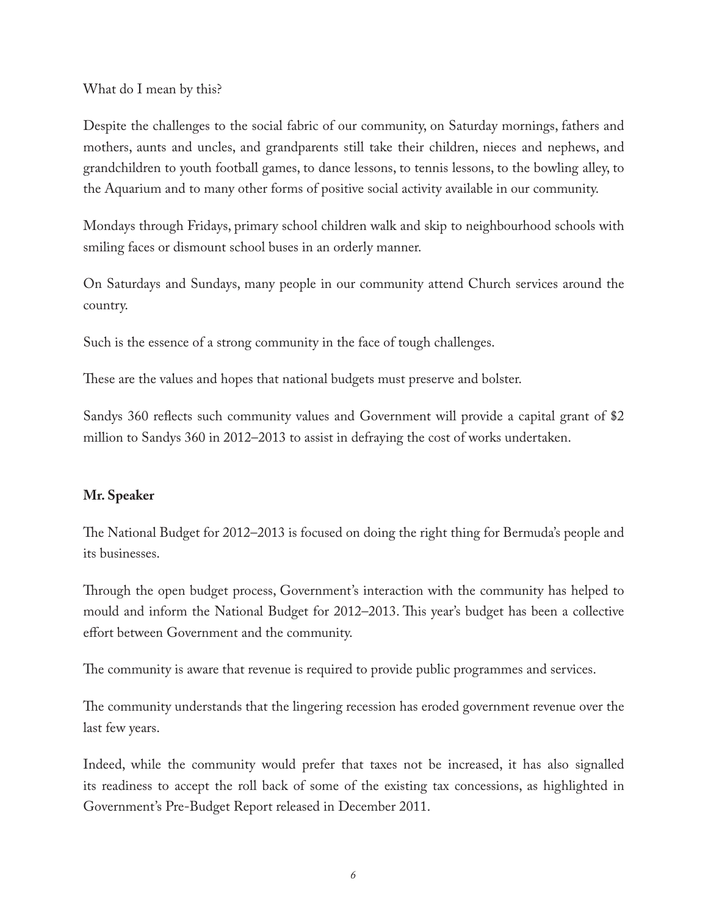What do I mean by this?

Despite the challenges to the social fabric of our community, on Saturday mornings, fathers and mothers, aunts and uncles, and grandparents still take their children, nieces and nephews, and grandchildren to youth football games, to dance lessons, to tennis lessons, to the bowling alley, to the Aquarium and to many other forms of positive social activity available in our community.

Mondays through Fridays, primary school children walk and skip to neighbourhood schools with smiling faces or dismount school buses in an orderly manner.

On Saturdays and Sundays, many people in our community attend Church services around the country.

Such is the essence of a strong community in the face of tough challenges.

These are the values and hopes that national budgets must preserve and bolster.

Sandys 360 reflects such community values and Government will provide a capital grant of $2 million to Sandys 360 in 2012–2013 to assist in defraying the cost of works undertaken.

**Mr. Speaker**

The National Budget for 2012–2013 is focused on doing the right thing for Bermuda's people and its businesses.

Through the open budget process, Government's interaction with the community has helped to mould and inform the National Budget for 2012–2013. This year's budget has been a collective effort between Government and the community.

The community is aware that revenue is required to provide public programmes and services.

The community understands that the lingering recession has eroded government revenue over the last few years.

Indeed, while the community would prefer that taxes not be increased, it has also signalled its readiness to accept the roll back of some of the existing tax concessions, as highlighted in Government's Pre-Budget Report released in December 2011.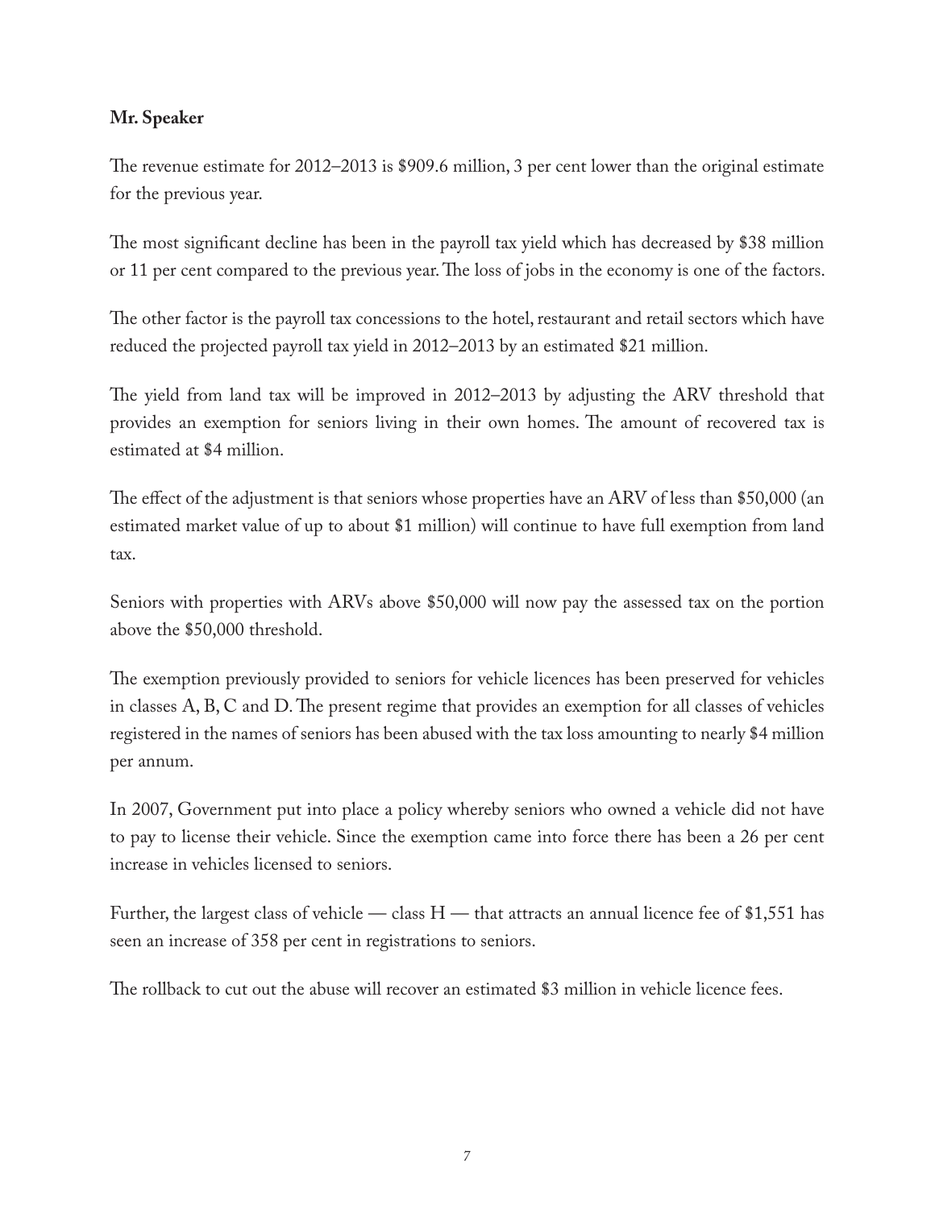**Mr. Speaker**

The revenue estimate for 2012–2013 is $909.6 million, 3 per cent lower than the original estimate for the previous year.

The most significant decline has been in the payroll tax yield which has decreased by $38 million or 11 per cent compared to the previous year. The loss of jobs in the economy is one of the factors.

The other factor is the payroll tax concessions to the hotel, restaurant and retail sectors which have reduced the projected payroll tax yield in 2012–2013 by an estimated $21 million.

The yield from land tax will be improved in 2012–2013 by adjusting the ARV threshold that provides an exemption for seniors living in their own homes. The amount of recovered tax is estimated at $4 million.

The effect of the adjustment is that seniors whose properties have an ARV of less than $50,000 (an estimated market value of up to about $1 million) will continue to have full exemption from land tax.

Seniors with properties with ARVs above $50,000 will now pay the assessed tax on the portion above the $50,000 threshold.

The exemption previously provided to seniors for vehicle licences has been preserved for vehicles in classes A, B, C and D. The present regime that provides an exemption for all classes of vehicles registered in the names of seniors has been abused with the tax loss amounting to nearly $4 million per annum.

In 2007, Government put into place a policy whereby seniors who owned a vehicle did not have to pay to license their vehicle. Since the exemption came into force there has been a 26 per cent increase in vehicles licensed to seniors.

Further, the largest class of vehicle — class H — that attracts an annual licence fee of $1,551 has seen an increase of 358 per cent in registrations to seniors.

The rollback to cut out the abuse will recover an estimated $3 million in vehicle licence fees.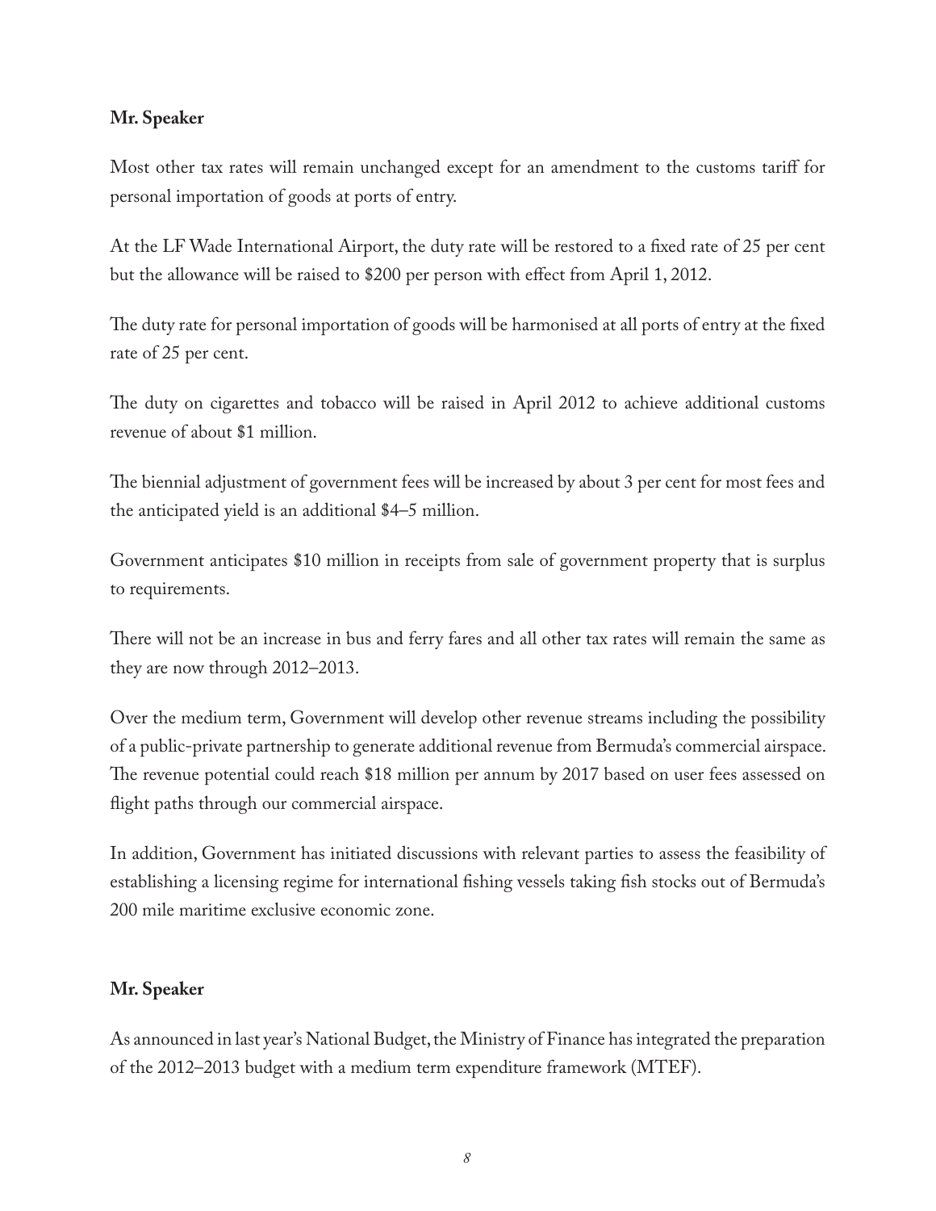**Mr. Speaker**

Most other tax rates will remain unchanged except for an amendment to the customs tariff for personal importation of goods at ports of entry.

At the LF Wade International Airport, the duty rate will be restored to a fixed rate of 25 per cent but the allowance will be raised to $200 per person with effect from April 1, 2012.

The duty rate for personal importation of goods will be harmonised at all ports of entry at the fixed rate of 25 per cent.

The duty on cigarettes and tobacco will be raised in April 2012 to achieve additional customs revenue of about $1 million.

The biennial adjustment of government fees will be increased by about 3 per cent for most fees and the anticipated yield is an additional $4–5 million.

Government anticipates $10 million in receipts from sale of government property that is surplus to requirements.

There will not be an increase in bus and ferry fares and all other tax rates will remain the same as they are now through 2012–2013.

Over the medium term, Government will develop other revenue streams including the possibility of a public-private partnership to generate additional revenue from Bermuda's commercial airspace. The revenue potential could reach $18 million per annum by 2017 based on user fees assessed on flight paths through our commercial airspace.

In addition, Government has initiated discussions with relevant parties to assess the feasibility of establishing a licensing regime for international fishing vessels taking fish stocks out of Bermuda's 200 mile maritime exclusive economic zone.

**Mr. Speaker**

As announced in last year's National Budget, the Ministry of Finance has integrated the preparation of the 2012–2013 budget with a medium term expenditure framework (MTEF).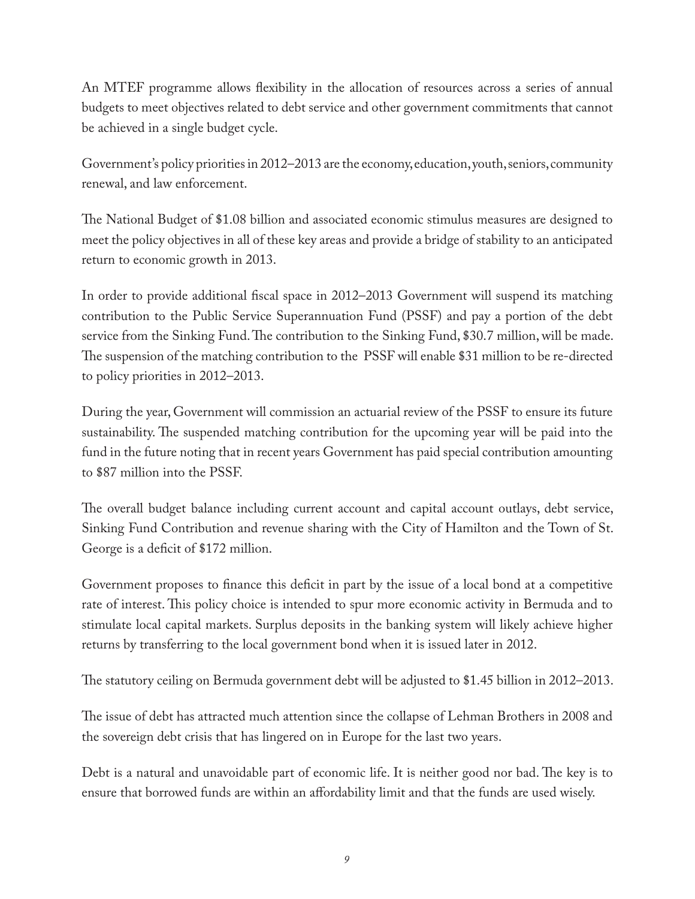An MTEF programme allows flexibility in the allocation of resources across a series of annual budgets to meet objectives related to debt service and other government commitments that cannot be achieved in a single budget cycle.

Government's policy priorities in 2012–2013 are the economy, education, youth, seniors, community renewal, and law enforcement.

The National Budget of $1.08 billion and associated economic stimulus measures are designed to meet the policy objectives in all of these key areas and provide a bridge of stability to an anticipated return to economic growth in 2013.

In order to provide additional fiscal space in 2012–2013 Government will suspend its matching contribution to the Public Service Superannuation Fund (PSSF) and pay a portion of the debt service from the Sinking Fund. The contribution to the Sinking Fund, $30.7 million, will be made. The suspension of the matching contribution to the PSSF will enable $31 million to be re-directed to policy priorities in 2012–2013.

During the year, Government will commission an actuarial review of the PSSF to ensure its future sustainability. The suspended matching contribution for the upcoming year will be paid into the fund in the future noting that in recent years Government has paid special contribution amounting to $87 million into the PSSF.

The overall budget balance including current account and capital account outlays, debt service, Sinking Fund Contribution and revenue sharing with the City of Hamilton and the Town of St. George is a deficit of $172 million.

Government proposes to finance this deficit in part by the issue of a local bond at a competitive rate of interest. This policy choice is intended to spur more economic activity in Bermuda and to stimulate local capital markets. Surplus deposits in the banking system will likely achieve higher returns by transferring to the local government bond when it is issued later in 2012.

The statutory ceiling on Bermuda government debt will be adjusted to $1.45 billion in 2012–2013.

The issue of debt has attracted much attention since the collapse of Lehman Brothers in 2008 and the sovereign debt crisis that has lingered on in Europe for the last two years.

Debt is a natural and unavoidable part of economic life. It is neither good nor bad. The key is to ensure that borrowed funds are within an affordability limit and that the funds are used wisely.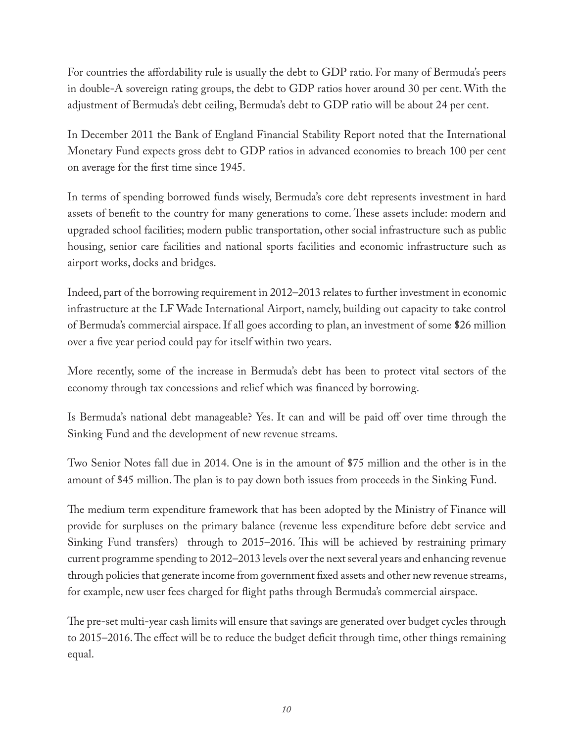For countries the affordability rule is usually the debt to GDP ratio. For many of Bermuda's peers in double-A sovereign rating groups, the debt to GDP ratios hover around 30 per cent. With the adjustment of Bermuda's debt ceiling, Bermuda's debt to GDP ratio will be about 24 per cent.

In December 2011 the Bank of England Financial Stability Report noted that the International Monetary Fund expects gross debt to GDP ratios in advanced economies to breach 100 per cent on average for the first time since 1945.

In terms of spending borrowed funds wisely, Bermuda's core debt represents investment in hard assets of benefit to the country for many generations to come. These assets include: modern and upgraded school facilities; modern public transportation, other social infrastructure such as public housing, senior care facilities and national sports facilities and economic infrastructure such as airport works, docks and bridges.

Indeed, part of the borrowing requirement in 2012–2013 relates to further investment in economic infrastructure at the LF Wade International Airport, namely, building out capacity to take control of Bermuda's commercial airspace. If all goes according to plan, an investment of some $26 million over a five year period could pay for itself within two years.

More recently, some of the increase in Bermuda's debt has been to protect vital sectors of the economy through tax concessions and relief which was financed by borrowing.

Is Bermuda's national debt manageable? Yes. It can and will be paid off over time through the Sinking Fund and the development of new revenue streams.

Two Senior Notes fall due in 2014. One is in the amount of $75 million and the other is in the amount of $45 million. The plan is to pay down both issues from proceeds in the Sinking Fund.

The medium term expenditure framework that has been adopted by the Ministry of Finance will provide for surpluses on the primary balance (revenue less expenditure before debt service and Sinking Fund transfers) through to 2015–2016. This will be achieved by restraining primary current programme spending to 2012–2013 levels over the next several years and enhancing revenue through policies that generate income from government fixed assets and other new revenue streams, for example, new user fees charged for flight paths through Bermuda's commercial airspace.

The pre-set multi-year cash limits will ensure that savings are generated over budget cycles through to 2015–2016. The effect will be to reduce the budget deficit through time, other things remaining equal.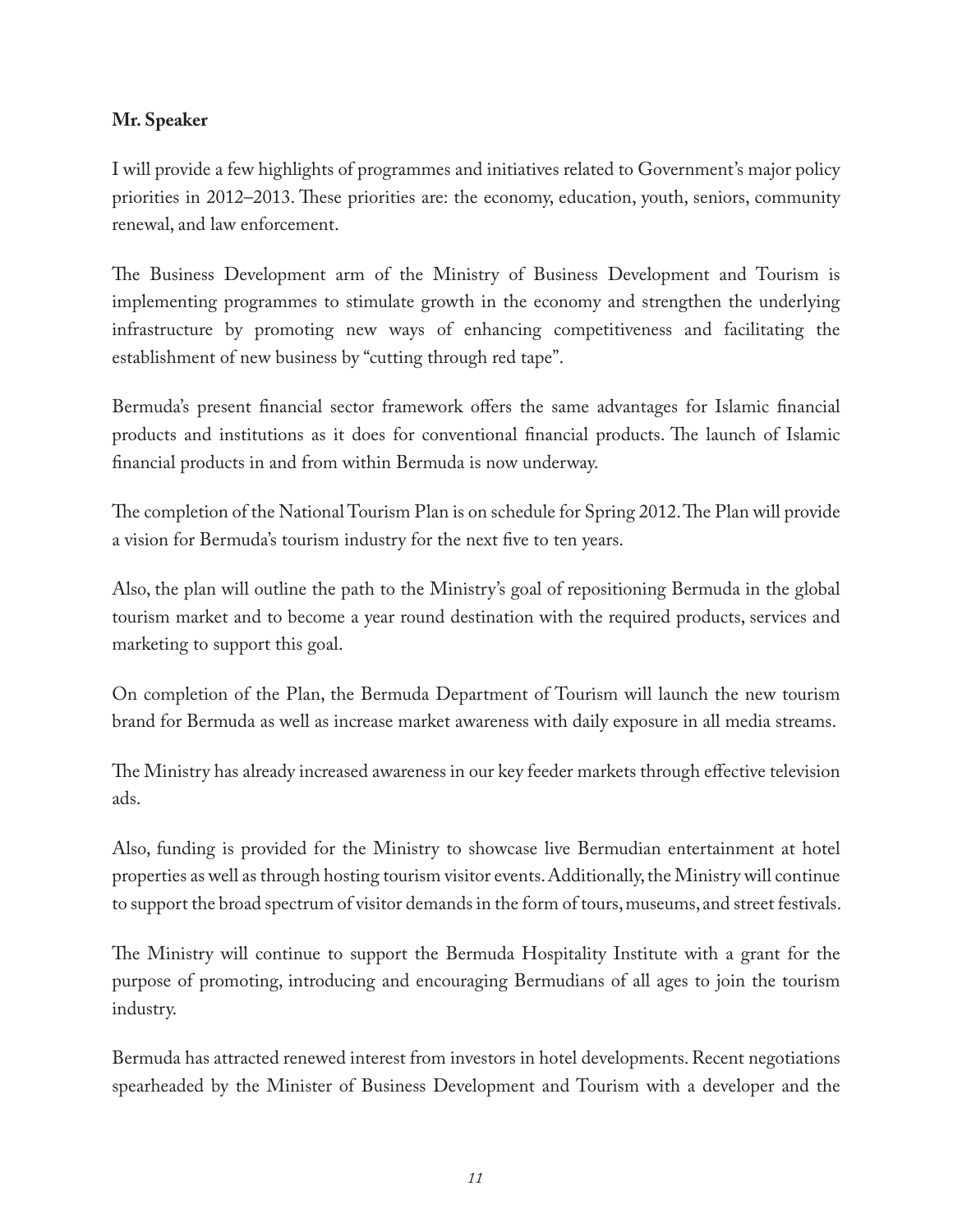**Mr. Speaker**

I will provide a few highlights of programmes and initiatives related to Government's major policy priorities in 2012–2013. These priorities are: the economy, education, youth, seniors, community renewal, and law enforcement.

The Business Development arm of the Ministry of Business Development and Tourism is implementing programmes to stimulate growth in the economy and strengthen the underlying infrastructure by promoting new ways of enhancing competitiveness and facilitating the establishment of new business by "cutting through red tape".

Bermuda's present financial sector framework offers the same advantages for Islamic financial products and institutions as it does for conventional financial products. The launch of Islamic financial products in and from within Bermuda is now underway.

The completion of the National Tourism Plan is on schedule for Spring 2012. The Plan will provide a vision for Bermuda's tourism industry for the next five to ten years.

Also, the plan will outline the path to the Ministry's goal of repositioning Bermuda in the global tourism market and to become a year round destination with the required products, services and marketing to support this goal.

On completion of the Plan, the Bermuda Department of Tourism will launch the new tourism brand for Bermuda as well as increase market awareness with daily exposure in all media streams.

The Ministry has already increased awareness in our key feeder markets through effective television ads.

Also, funding is provided for the Ministry to showcase live Bermudian entertainment at hotel properties as well as through hosting tourism visitor events. Additionally, the Ministry will continue to support the broad spectrum of visitor demands in the form of tours, museums, and street festivals.

The Ministry will continue to support the Bermuda Hospitality Institute with a grant for the purpose of promoting, introducing and encouraging Bermudians of all ages to join the tourism industry.

Bermuda has attracted renewed interest from investors in hotel developments. Recent negotiations spearheaded by the Minister of Business Development and Tourism with a developer and the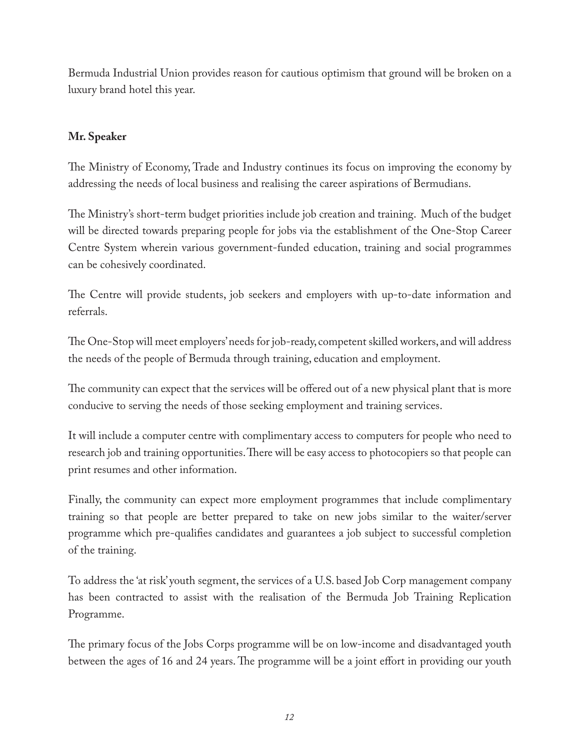Bermuda Industrial Union provides reason for cautious optimism that ground will be broken on a luxury brand hotel this year.

**Mr. Speaker**

The Ministry of Economy, Trade and Industry continues its focus on improving the economy by addressing the needs of local business and realising the career aspirations of Bermudians.

The Ministry's short-term budget priorities include job creation and training. Much of the budget will be directed towards preparing people for jobs via the establishment of the One-Stop Career Centre System wherein various government-funded education, training and social programmes can be cohesively coordinated.

The Centre will provide students, job seekers and employers with up-to-date information and referrals.

The One-Stop will meet employers' needs for job-ready, competent skilled workers, and will address the needs of the people of Bermuda through training, education and employment.

The community can expect that the services will be offered out of a new physical plant that is more conducive to serving the needs of those seeking employment and training services.

It will include a computer centre with complimentary access to computers for people who need to research job and training opportunities. There will be easy access to photocopiers so that people can print resumes and other information.

Finally, the community can expect more employment programmes that include complimentary training so that people are better prepared to take on new jobs similar to the waiter/server programme which pre-qualifies candidates and guarantees a job subject to successful completion of the training.

To address the 'at risk' youth segment, the services of a U.S. based Job Corp management company has been contracted to assist with the realisation of the Bermuda Job Training Replication Programme.

The primary focus of the Jobs Corps programme will be on low-income and disadvantaged youth between the ages of 16 and 24 years. The programme will be a joint effort in providing our youth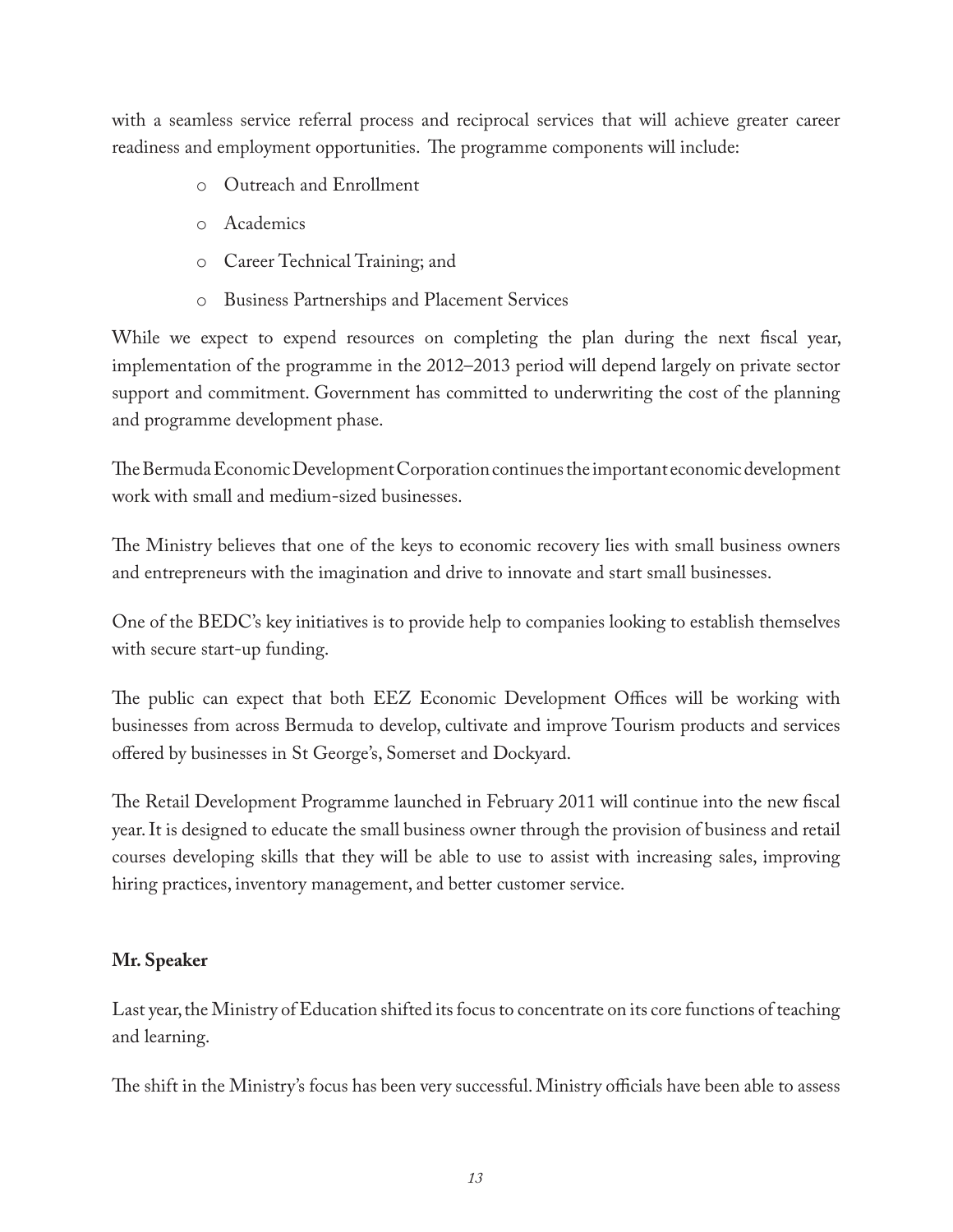with a seamless service referral process and reciprocal services that will achieve greater career readiness and employment opportunities. The programme components will include:

- Outreach and Enrollment
- Academics
- Career Technical Training; and
- Business Partnerships and Placement Services

While we expect to expend resources on completing the plan during the next fiscal year, implementation of the programme in the 2012–2013 period will depend largely on private sector support and commitment. Government has committed to underwriting the cost of the planning and programme development phase.

The Bermuda Economic Development Corporation continues the important economic development work with small and medium-sized businesses.

The Ministry believes that one of the keys to economic recovery lies with small business owners and entrepreneurs with the imagination and drive to innovate and start small businesses.

One of the BEDC's key initiatives is to provide help to companies looking to establish themselves with secure start-up funding.

The public can expect that both EEZ Economic Development Offices will be working with businesses from across Bermuda to develop, cultivate and improve Tourism products and services offered by businesses in St George's, Somerset and Dockyard.

The Retail Development Programme launched in February 2011 will continue into the new fiscal year. It is designed to educate the small business owner through the provision of business and retail courses developing skills that they will be able to use to assist with increasing sales, improving hiring practices, inventory management, and better customer service.

**Mr. Speaker**

Last year, the Ministry of Education shifted its focus to concentrate on its core functions of teaching and learning.

The shift in the Ministry's focus has been very successful. Ministry officials have been able to assess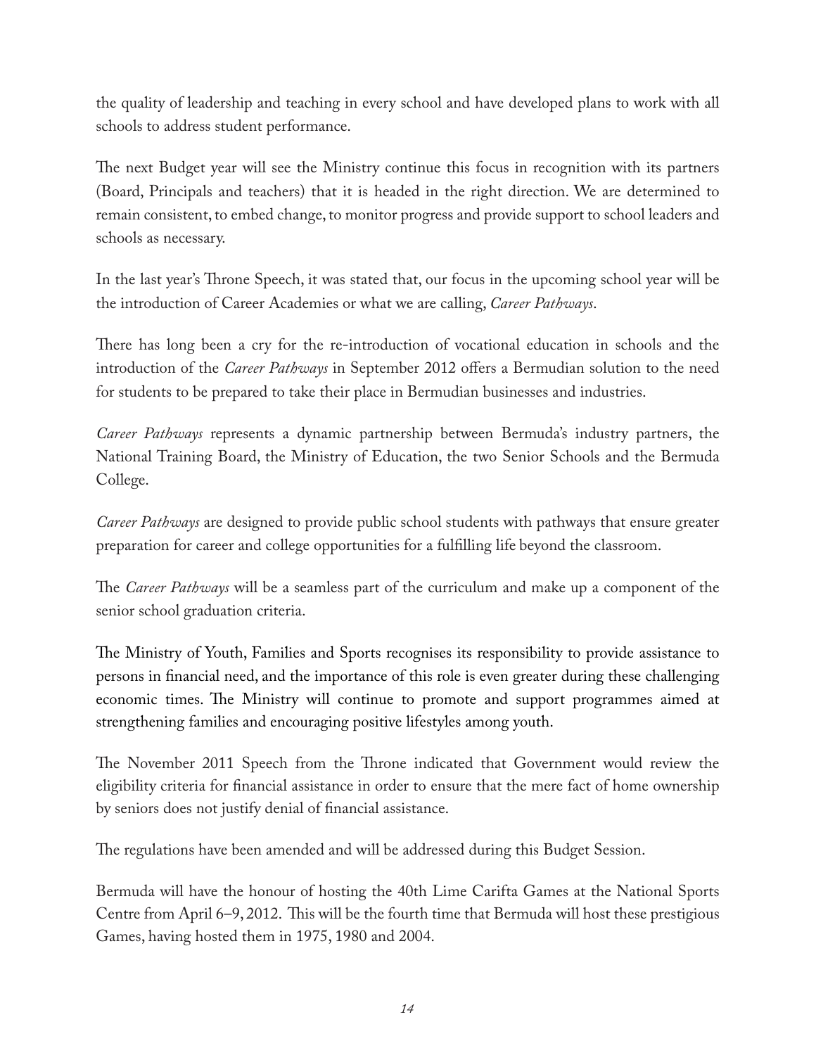the quality of leadership and teaching in every school and have developed plans to work with all schools to address student performance.

The next Budget year will see the Ministry continue this focus in recognition with its partners (Board, Principals and teachers) that it is headed in the right direction. We are determined to remain consistent, to embed change, to monitor progress and provide support to school leaders and schools as necessary.

In the last year's Throne Speech, it was stated that, our focus in the upcoming school year will be the introduction of Career Academies or what we are calling, *Career Pathways*.

There has long been a cry for the re-introduction of vocational education in schools and the introduction of the *Career Pathways* in September 2012 offers a Bermudian solution to the need for students to be prepared to take their place in Bermudian businesses and industries.

*Career Pathways* represents a dynamic partnership between Bermuda's industry partners, the National Training Board, the Ministry of Education, the two Senior Schools and the Bermuda College.

*Career Pathways* are designed to provide public school students with pathways that ensure greater preparation for career and college opportunities for a fulfilling life beyond the classroom.

The *Career Pathways* will be a seamless part of the curriculum and make up a component of the senior school graduation criteria.

The Ministry of Youth, Families and Sports recognises its responsibility to provide assistance to persons in financial need, and the importance of this role is even greater during these challenging economic times. The Ministry will continue to promote and support programmes aimed at strengthening families and encouraging positive lifestyles among youth.

The November 2011 Speech from the Throne indicated that Government would review the eligibility criteria for financial assistance in order to ensure that the mere fact of home ownership by seniors does not justify denial of financial assistance.

The regulations have been amended and will be addressed during this Budget Session.

Bermuda will have the honour of hosting the 40th Lime Carifta Games at the National Sports Centre from April 6–9, 2012. This will be the fourth time that Bermuda will host these prestigious Games, having hosted them in 1975, 1980 and 2004.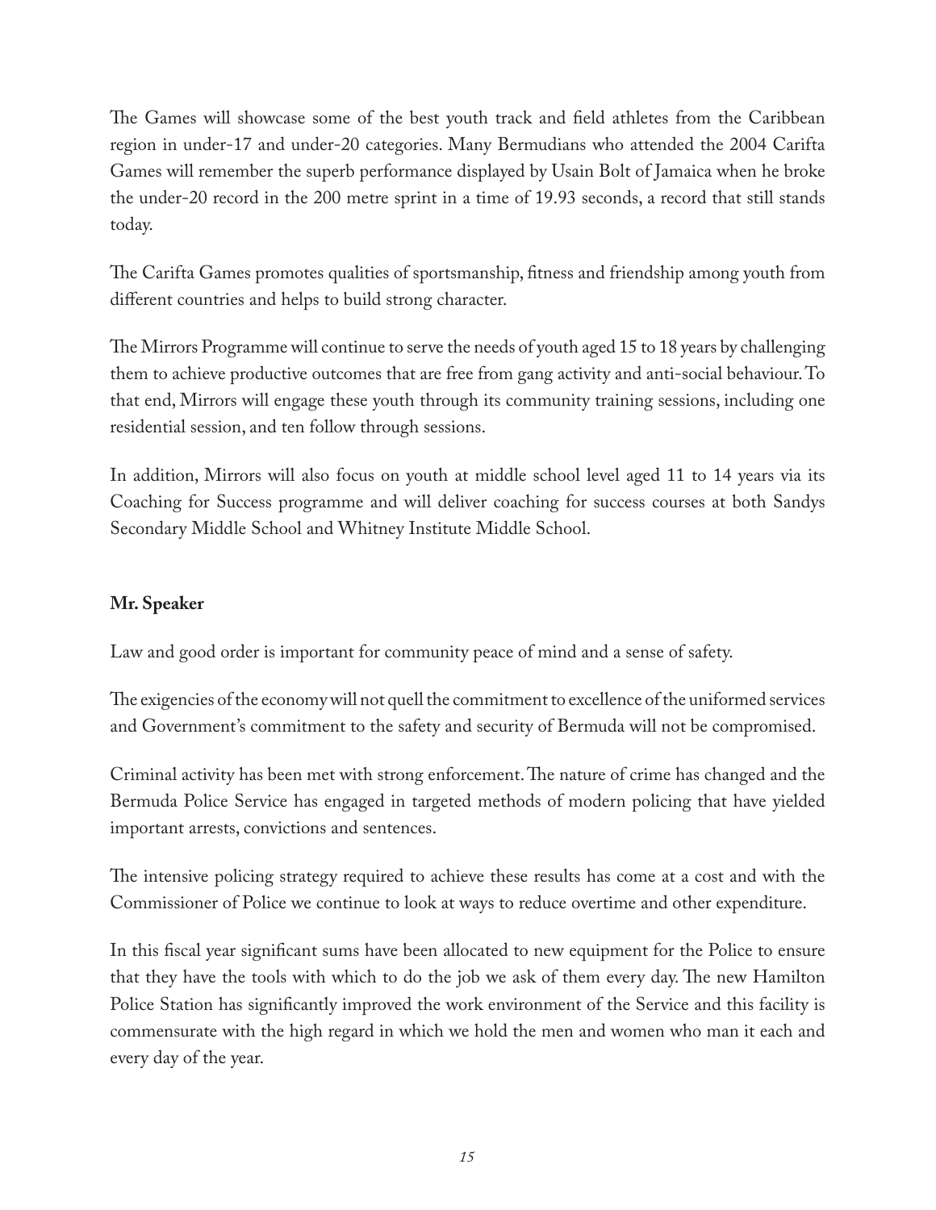The Games will showcase some of the best youth track and field athletes from the Caribbean region in under-17 and under-20 categories. Many Bermudians who attended the 2004 Carifta Games will remember the superb performance displayed by Usain Bolt of Jamaica when he broke the under-20 record in the 200 metre sprint in a time of 19.93 seconds, a record that still stands today.

The Carifta Games promotes qualities of sportsmanship, fitness and friendship among youth from different countries and helps to build strong character.

The Mirrors Programme will continue to serve the needs of youth aged 15 to 18 years by challenging them to achieve productive outcomes that are free from gang activity and anti-social behaviour. To that end, Mirrors will engage these youth through its community training sessions, including one residential session, and ten follow through sessions.

In addition, Mirrors will also focus on youth at middle school level aged 11 to 14 years via its Coaching for Success programme and will deliver coaching for success courses at both Sandys Secondary Middle School and Whitney Institute Middle School.

**Mr. Speaker**

Law and good order is important for community peace of mind and a sense of safety.

The exigencies of the economy will not quell the commitment to excellence of the uniformed services and Government's commitment to the safety and security of Bermuda will not be compromised.

Criminal activity has been met with strong enforcement. The nature of crime has changed and the Bermuda Police Service has engaged in targeted methods of modern policing that have yielded important arrests, convictions and sentences.

The intensive policing strategy required to achieve these results has come at a cost and with the Commissioner of Police we continue to look at ways to reduce overtime and other expenditure.

In this fiscal year significant sums have been allocated to new equipment for the Police to ensure that they have the tools with which to do the job we ask of them every day. The new Hamilton Police Station has significantly improved the work environment of the Service and this facility is commensurate with the high regard in which we hold the men and women who man it each and every day of the year.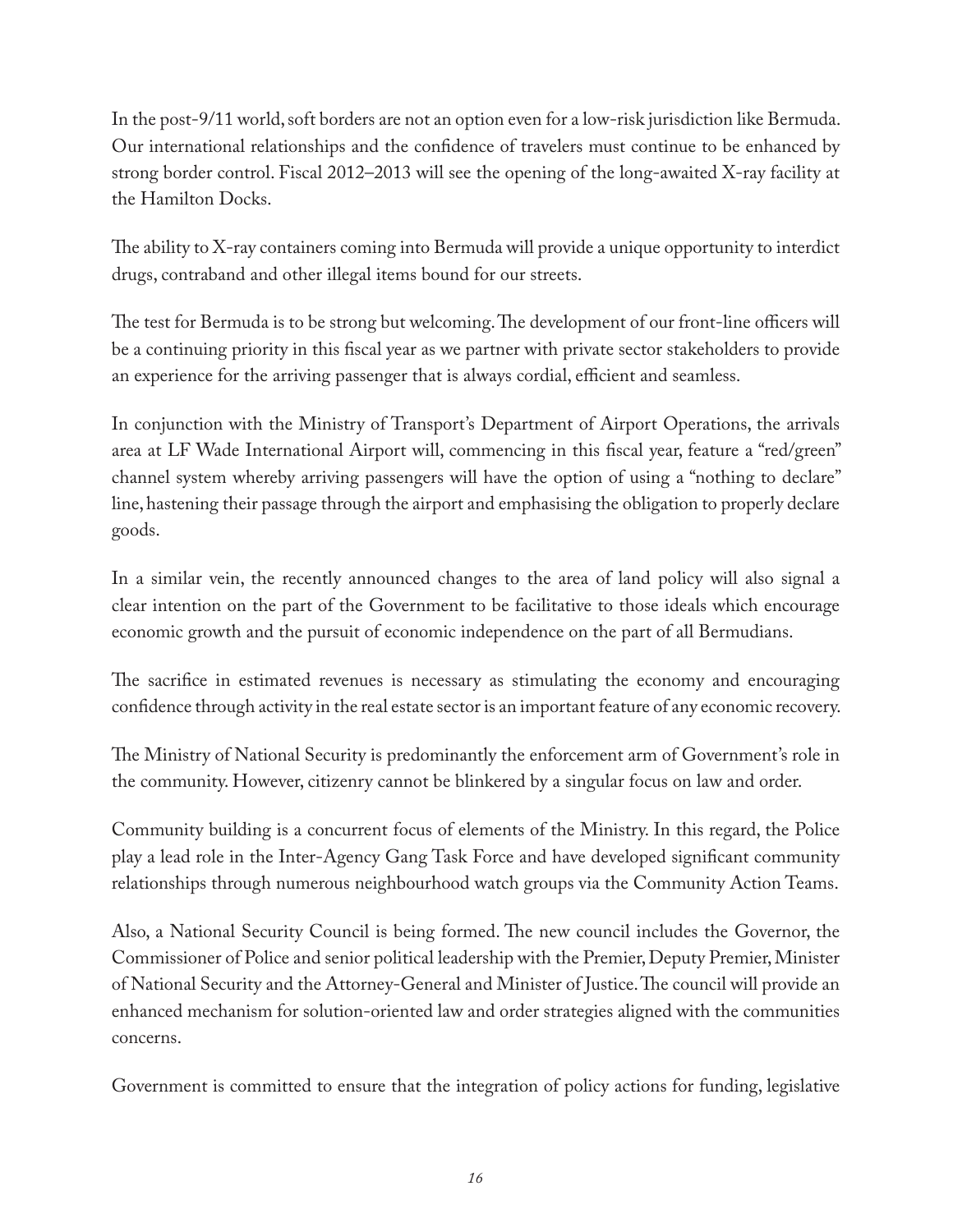In the post-9/11 world, soft borders are not an option even for a low-risk jurisdiction like Bermuda. Our international relationships and the confidence of travelers must continue to be enhanced by strong border control. Fiscal 2012–2013 will see the opening of the long-awaited X-ray facility at the Hamilton Docks.

The ability to X-ray containers coming into Bermuda will provide a unique opportunity to interdict drugs, contraband and other illegal items bound for our streets.

The test for Bermuda is to be strong but welcoming. The development of our front-line officers will be a continuing priority in this fiscal year as we partner with private sector stakeholders to provide an experience for the arriving passenger that is always cordial, efficient and seamless.

In conjunction with the Ministry of Transport's Department of Airport Operations, the arrivals area at LF Wade International Airport will, commencing in this fiscal year, feature a "red/green" channel system whereby arriving passengers will have the option of using a "nothing to declare" line, hastening their passage through the airport and emphasising the obligation to properly declare goods.

In a similar vein, the recently announced changes to the area of land policy will also signal a clear intention on the part of the Government to be facilitative to those ideals which encourage economic growth and the pursuit of economic independence on the part of all Bermudians.

The sacrifice in estimated revenues is necessary as stimulating the economy and encouraging confidence through activity in the real estate sector is an important feature of any economic recovery.

The Ministry of National Security is predominantly the enforcement arm of Government's role in the community. However, citizenry cannot be blinkered by a singular focus on law and order.

Community building is a concurrent focus of elements of the Ministry. In this regard, the Police play a lead role in the Inter-Agency Gang Task Force and have developed significant community relationships through numerous neighbourhood watch groups via the Community Action Teams.

Also, a National Security Council is being formed. The new council includes the Governor, the Commissioner of Police and senior political leadership with the Premier, Deputy Premier, Minister of National Security and the Attorney-General and Minister of Justice. The council will provide an enhanced mechanism for solution-oriented law and order strategies aligned with the communities concerns.

Government is committed to ensure that the integration of policy actions for funding, legislative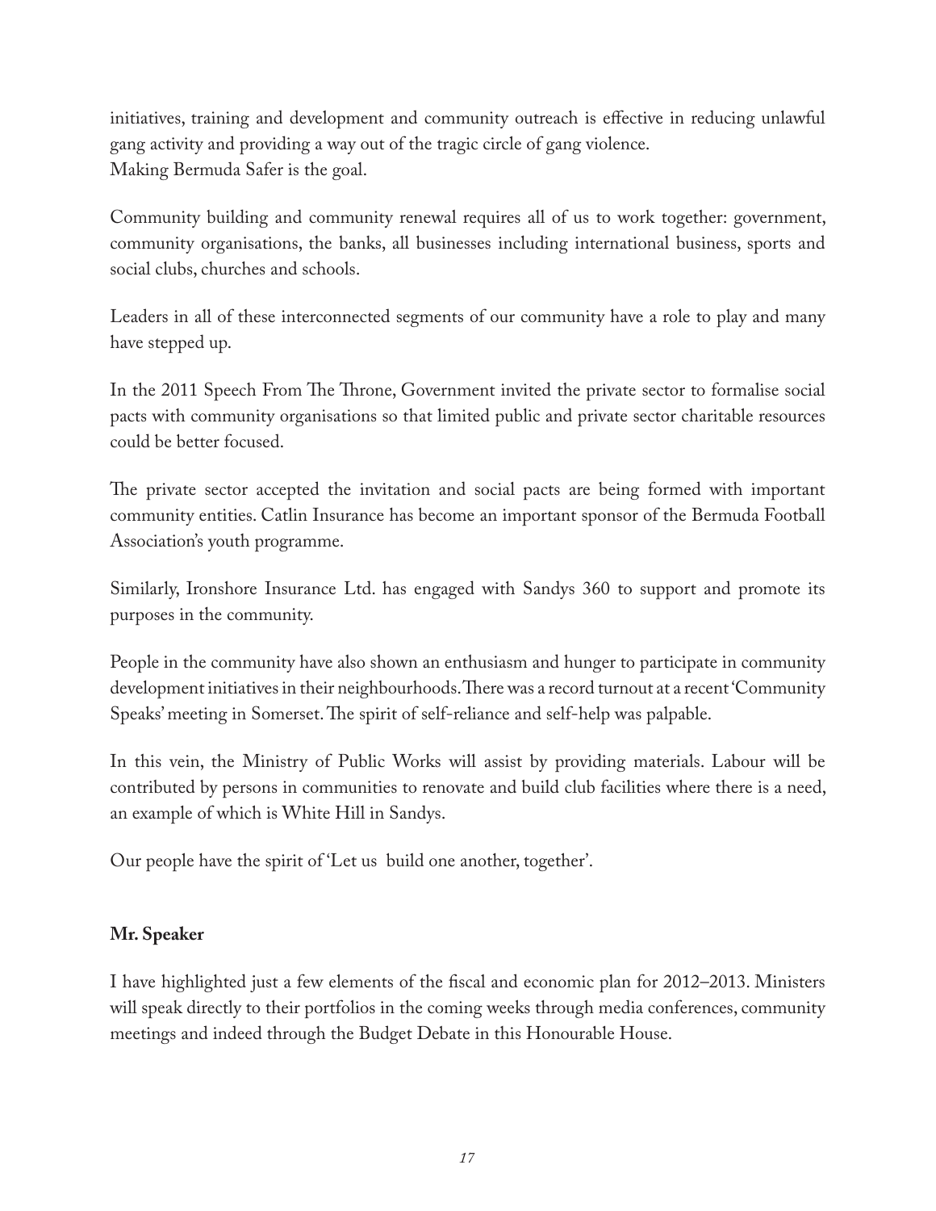initiatives, training and development and community outreach is effective in reducing unlawful gang activity and providing a way out of the tragic circle of gang violence.
Making Bermuda Safer is the goal.

Community building and community renewal requires all of us to work together: government, community organisations, the banks, all businesses including international business, sports and social clubs, churches and schools.

Leaders in all of these interconnected segments of our community have a role to play and many have stepped up.

In the 2011 Speech From The Throne, Government invited the private sector to formalise social pacts with community organisations so that limited public and private sector charitable resources could be better focused.

The private sector accepted the invitation and social pacts are being formed with important community entities. Catlin Insurance has become an important sponsor of the Bermuda Football Association's youth programme.

Similarly, Ironshore Insurance Ltd. has engaged with Sandys 360 to support and promote its purposes in the community.

People in the community have also shown an enthusiasm and hunger to participate in community development initiatives in their neighbourhoods. There was a record turnout at a recent 'Community Speaks' meeting in Somerset. The spirit of self-reliance and self-help was palpable.

In this vein, the Ministry of Public Works will assist by providing materials. Labour will be contributed by persons in communities to renovate and build club facilities where there is a need, an example of which is White Hill in Sandys.

Our people have the spirit of 'Let us build one another, together'.

**Mr. Speaker**

I have highlighted just a few elements of the fiscal and economic plan for 2012–2013. Ministers will speak directly to their portfolios in the coming weeks through media conferences, community meetings and indeed through the Budget Debate in this Honourable House.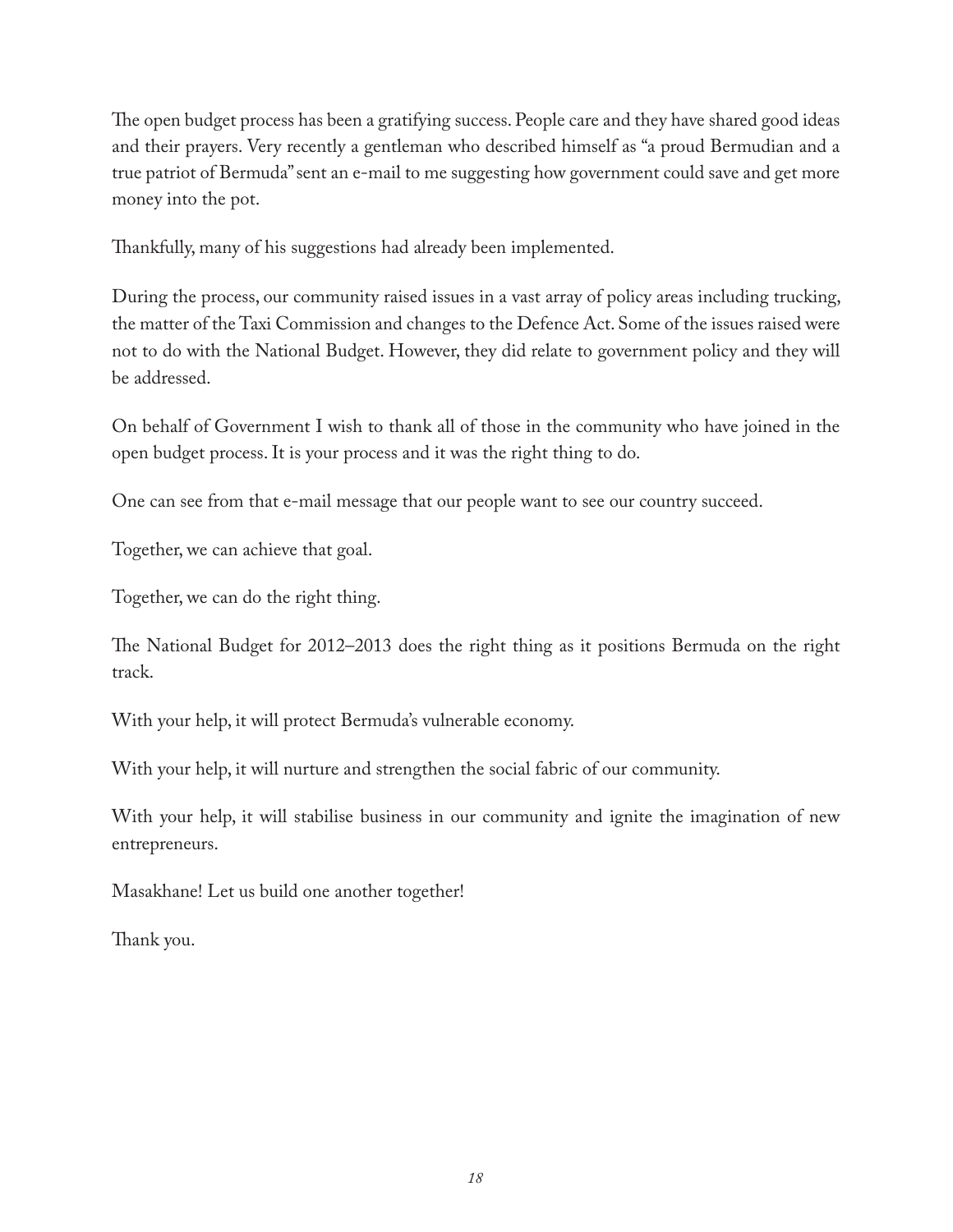The open budget process has been a gratifying success. People care and they have shared good ideas and their prayers. Very recently a gentleman who described himself as "a proud Bermudian and a true patriot of Bermuda" sent an e-mail to me suggesting how government could save and get more money into the pot.

Thankfully, many of his suggestions had already been implemented.

During the process, our community raised issues in a vast array of policy areas including trucking, the matter of the Taxi Commission and changes to the Defence Act. Some of the issues raised were not to do with the National Budget. However, they did relate to government policy and they will be addressed.

On behalf of Government I wish to thank all of those in the community who have joined in the open budget process. It is your process and it was the right thing to do.

One can see from that e-mail message that our people want to see our country succeed.

Together, we can achieve that goal.

Together, we can do the right thing.

The National Budget for 2012–2013 does the right thing as it positions Bermuda on the right track.

With your help, it will protect Bermuda's vulnerable economy.

With your help, it will nurture and strengthen the social fabric of our community.

With your help, it will stabilise business in our community and ignite the imagination of new entrepreneurs.

Masakhane! Let us build one another together!

Thank you.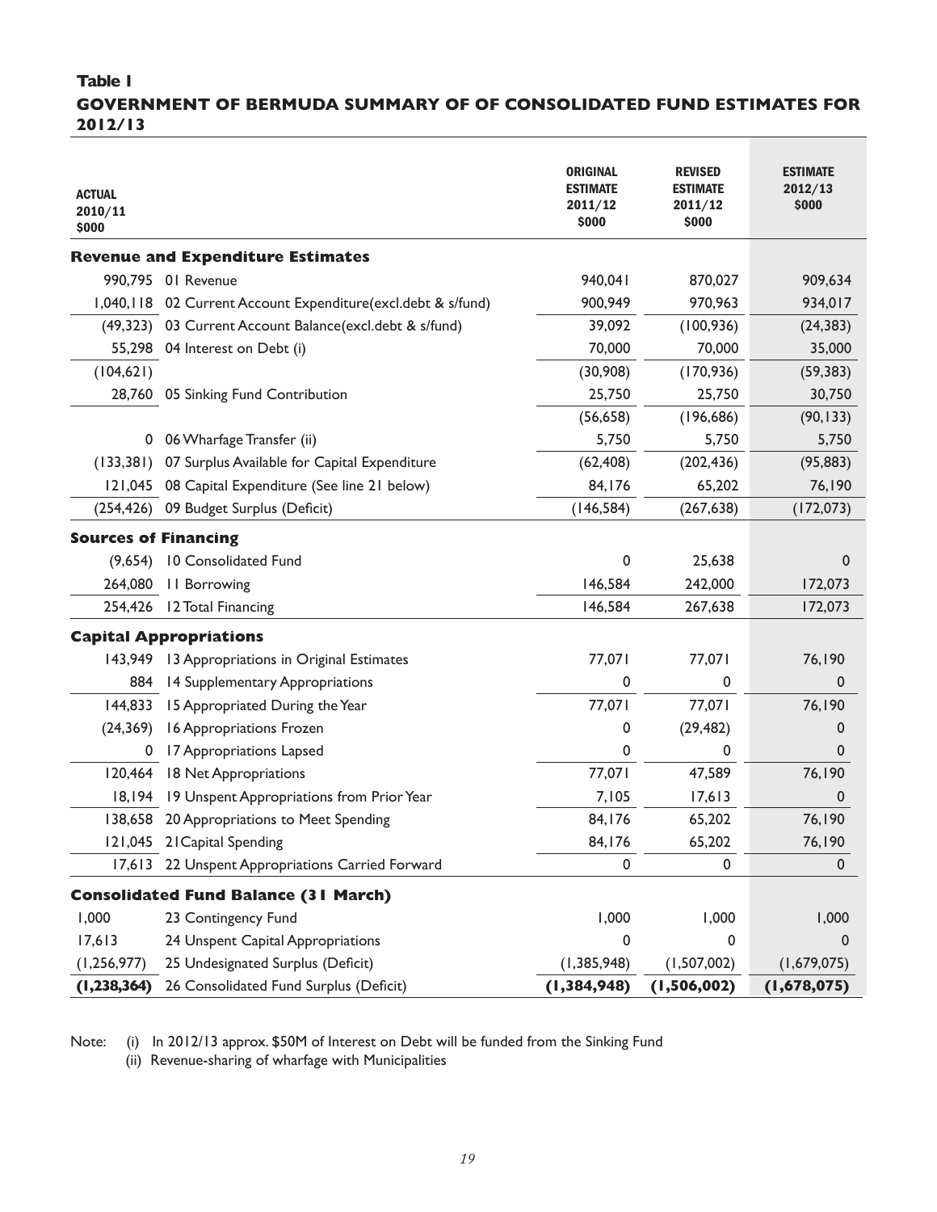**Table I**

**GOVERNMENT OF BERMUDA SUMMARY OF OF CONSOLIDATED FUND ESTIMATES FOR 2012/13**

| ACTUAL 2010/11 $000 | | ORIGINAL ESTIMATE 2011/12 $000 | REVISED ESTIMATE 2011/12 $000 | ESTIMATE 2012/13 $000 |
|---|---|---|---|---|
| | **Revenue and Expenditure Estimates** | | | |
| 990,795 | 01 Revenue | 940,041 | 870,027 | 909,634 |
| 1,040,118 | 02 Current Account Expenditure(excl.debt & s/fund) | 900,949 | 970,963 | 934,017 |
| (49,323) | 03 Current Account Balance(excl.debt & s/fund) | 39,092 | (100,936) | (24,383) |
| 55,298 | 04 Interest on Debt (i) | 70,000 | 70,000 | 35,000 |
| (104,621) | | (30,908) | (170,936) | (59,383) |
| 28,760 | 05 Sinking Fund Contribution | 25,750 | 25,750 | 30,750 |
| | | (56,658) | (196,686) | (90,133) |
| 0 | 06 Wharfage Transfer (ii) | 5,750 | 5,750 | 5,750 |
| (133,381) | 07 Surplus Available for Capital Expenditure | (62,408) | (202,436) | (95,883) |
| 121,045 | 08 Capital Expenditure (See line 21 below) | 84,176 | 65,202 | 76,190 |
| (254,426) | 09 Budget Surplus (Deficit) | (146,584) | (267,638) | (172,073) |
| | **Sources of Financing** | | | |
| (9,654) | 10 Consolidated Fund | 0 | 25,638 | 0 |
| 264,080 | 11 Borrowing | 146,584 | 242,000 | 172,073 |
| 254,426 | 12 Total Financing | 146,584 | 267,638 | 172,073 |
| | **Capital Appropriations** | | | |
| 143,949 | 13 Appropriations in Original Estimates | 77,071 | 77,071 | 76,190 |
| 884 | 14 Supplementary Appropriations | 0 | 0 | 0 |
| 144,833 | 15 Appropriated During the Year | 77,071 | 77,071 | 76,190 |
| (24,369) | 16 Appropriations Frozen | 0 | (29,482) | 0 |
| 0 | 17 Appropriations Lapsed | 0 | 0 | 0 |
| 120,464 | 18 Net Appropriations | 77,071 | 47,589 | 76,190 |
| 18,194 | 19 Unspent Appropriations from Prior Year | 7,105 | 17,613 | 0 |
| 138,658 | 20 Appropriations to Meet Spending | 84,176 | 65,202 | 76,190 |
| 121,045 | 21 Capital Spending | 84,176 | 65,202 | 76,190 |
| 17,613 | 22 Unspent Appropriations Carried Forward | 0 | 0 | 0 |
| | **Consolidated Fund Balance (31 March)** | | | |
| 1,000 | 23 Contingency Fund | 1,000 | 1,000 | 1,000 |
| 17,613 | 24 Unspent Capital Appropriations | 0 | 0 | 0 |
| (1,256,977) | 25 Undesignated Surplus (Deficit) | (1,385,948) | (1,507,002) | (1,679,075) |
| **(1,238,364)** | 26 Consolidated Fund Surplus (Deficit) | **(1,384,948)** | **(1,506,002)** | **(1,678,075)** |

Note: (i) In 2012/13 approx. $50M of Interest on Debt will be funded from the Sinking Fund
(ii) Revenue-sharing of wharfage with Municipalities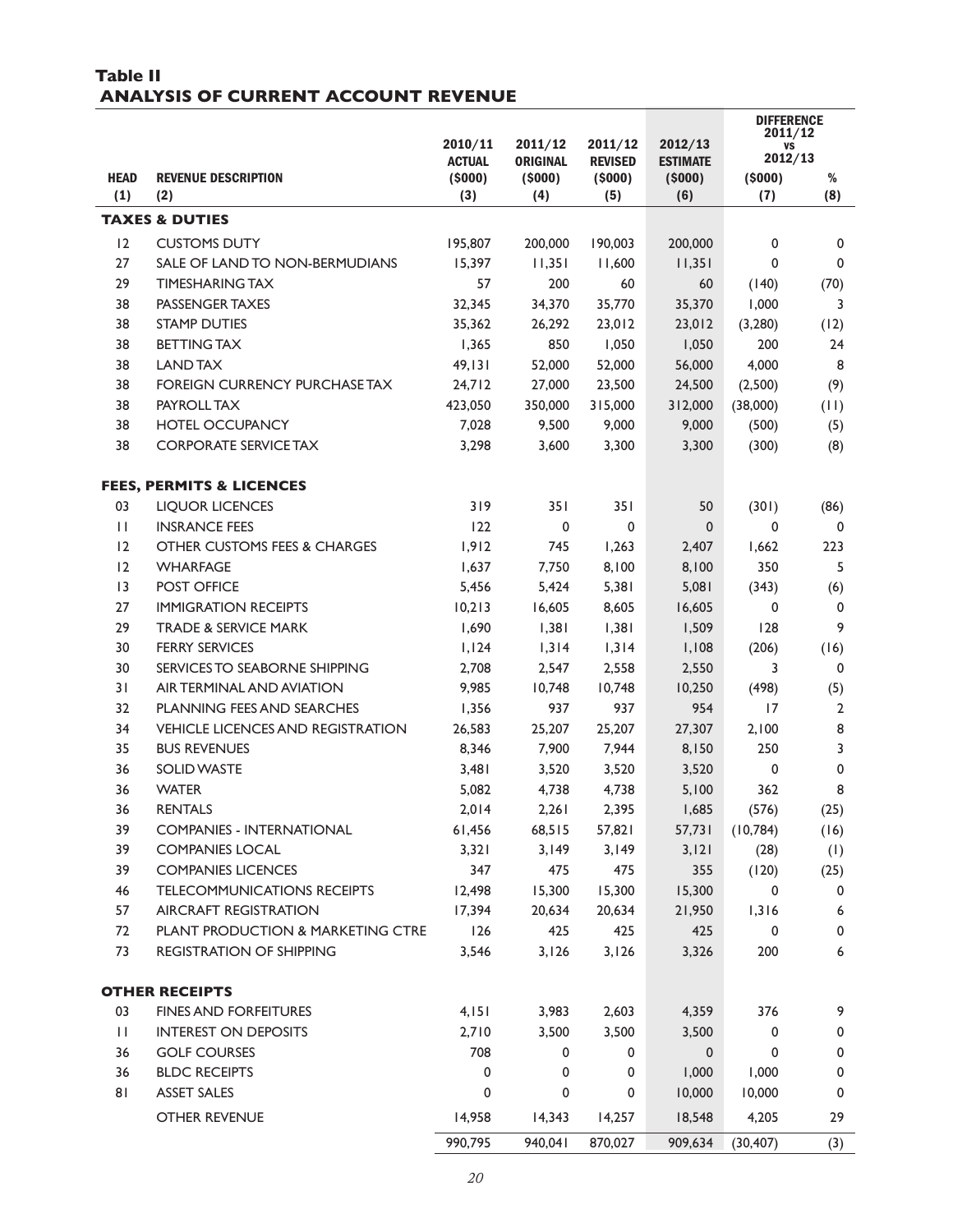## Table II
## ANALYSIS OF CURRENT ACCOUNT REVENUE

| HEAD | REVENUE DESCRIPTION | 2010/11 ACTUAL ($000) | 2011/12 ORIGINAL ($000) | 2011/12 REVISED ($000) | 2012/13 ESTIMATE ($000) | DIFFERENCE 2011/12 vs 2012/13 ($000) | % |
|---|---|---|---|---|---|---|---|
| (1) | (2) | (3) | (4) | (5) | (6) | (7) | (8) |
| | **TAXES & DUTIES** | | | | | | |
| 12 | CUSTOMS DUTY | 195,807 | 200,000 | 190,003 | 200,000 | 0 | 0 |
| 27 | SALE OF LAND TO NON-BERMUDIANS | 15,397 | 11,351 | 11,600 | 11,351 | 0 | 0 |
| 29 | TIMESHARING TAX | 57 | 200 | 60 | 60 | (140) | (70) |
| 38 | PASSENGER TAXES | 32,345 | 34,370 | 35,770 | 35,370 | 1,000 | 3 |
| 38 | STAMP DUTIES | 35,362 | 26,292 | 23,012 | 23,012 | (3,280) | (12) |
| 38 | BETTING TAX | 1,365 | 850 | 1,050 | 1,050 | 200 | 24 |
| 38 | LAND TAX | 49,131 | 52,000 | 52,000 | 56,000 | 4,000 | 8 |
| 38 | FOREIGN CURRENCY PURCHASE TAX | 24,712 | 27,000 | 23,500 | 24,500 | (2,500) | (9) |
| 38 | PAYROLL TAX | 423,050 | 350,000 | 315,000 | 312,000 | (38,000) | (11) |
| 38 | HOTEL OCCUPANCY | 7,028 | 9,500 | 9,000 | 9,000 | (500) | (5) |
| 38 | CORPORATE SERVICE TAX | 3,298 | 3,600 | 3,300 | 3,300 | (300) | (8) |
| | **FEES, PERMITS & LICENCES** | | | | | | |
| 03 | LIQUOR LICENCES | 319 | 351 | 351 | 50 | (301) | (86) |
| 11 | INSRANCE FEES | 122 | 0 | 0 | 0 | 0 | 0 |
| 12 | OTHER CUSTOMS FEES & CHARGES | 1,912 | 745 | 1,263 | 2,407 | 1,662 | 223 |
| 12 | WHARFAGE | 1,637 | 7,750 | 8,100 | 8,100 | 350 | 5 |
| 13 | POST OFFICE | 5,456 | 5,424 | 5,381 | 5,081 | (343) | (6) |
| 27 | IMMIGRATION RECEIPTS | 10,213 | 16,605 | 8,605 | 16,605 | 0 | 0 |
| 29 | TRADE & SERVICE MARK | 1,690 | 1,381 | 1,381 | 1,509 | 128 | 9 |
| 30 | FERRY SERVICES | 1,124 | 1,314 | 1,314 | 1,108 | (206) | (16) |
| 30 | SERVICES TO SEABORNE SHIPPING | 2,708 | 2,547 | 2,558 | 2,550 | 3 | 0 |
| 31 | AIR TERMINAL AND AVIATION | 9,985 | 10,748 | 10,748 | 10,250 | (498) | (5) |
| 32 | PLANNING FEES AND SEARCHES | 1,356 | 937 | 937 | 954 | 17 | 2 |
| 34 | VEHICLE LICENCES AND REGISTRATION | 26,583 | 25,207 | 25,207 | 27,307 | 2,100 | 8 |
| 35 | BUS REVENUES | 8,346 | 7,900 | 7,944 | 8,150 | 250 | 3 |
| 36 | SOLID WASTE | 3,481 | 3,520 | 3,520 | 3,520 | 0 | 0 |
| 36 | WATER | 5,082 | 4,738 | 4,738 | 5,100 | 362 | 8 |
| 36 | RENTALS | 2,014 | 2,261 | 2,395 | 1,685 | (576) | (25) |
| 39 | COMPANIES - INTERNATIONAL | 61,456 | 68,515 | 57,821 | 57,731 | (10,784) | (16) |
| 39 | COMPANIES LOCAL | 3,321 | 3,149 | 3,149 | 3,121 | (28) | (1) |
| 39 | COMPANIES LICENCES | 347 | 475 | 475 | 355 | (120) | (25) |
| 46 | TELECOMMUNICATIONS RECEIPTS | 12,498 | 15,300 | 15,300 | 15,300 | 0 | 0 |
| 57 | AIRCRAFT REGISTRATION | 17,394 | 20,634 | 20,634 | 21,950 | 1,316 | 6 |
| 72 | PLANT PRODUCTION & MARKETING CTRE | 126 | 425 | 425 | 425 | 0 | 0 |
| 73 | REGISTRATION OF SHIPPING | 3,546 | 3,126 | 3,126 | 3,326 | 200 | 6 |
| | **OTHER RECEIPTS** | | | | | | |
| 03 | FINES AND FORFEITURES | 4,151 | 3,983 | 2,603 | 4,359 | 376 | 9 |
| 11 | INTEREST ON DEPOSITS | 2,710 | 3,500 | 3,500 | 3,500 | 0 | 0 |
| 36 | GOLF COURSES | 708 | 0 | 0 | 0 | 0 | 0 |
| 36 | BLDC RECEIPTS | 0 | 0 | 0 | 1,000 | 1,000 | 0 |
| 81 | ASSET SALES | 0 | 0 | 0 | 10,000 | 10,000 | 0 |
| | OTHER REVENUE | 14,958 | 14,343 | 14,257 | 18,548 | 4,205 | 29 |
| | | 990,795 | 940,041 | 870,027 | 909,634 | (30,407) | (3) |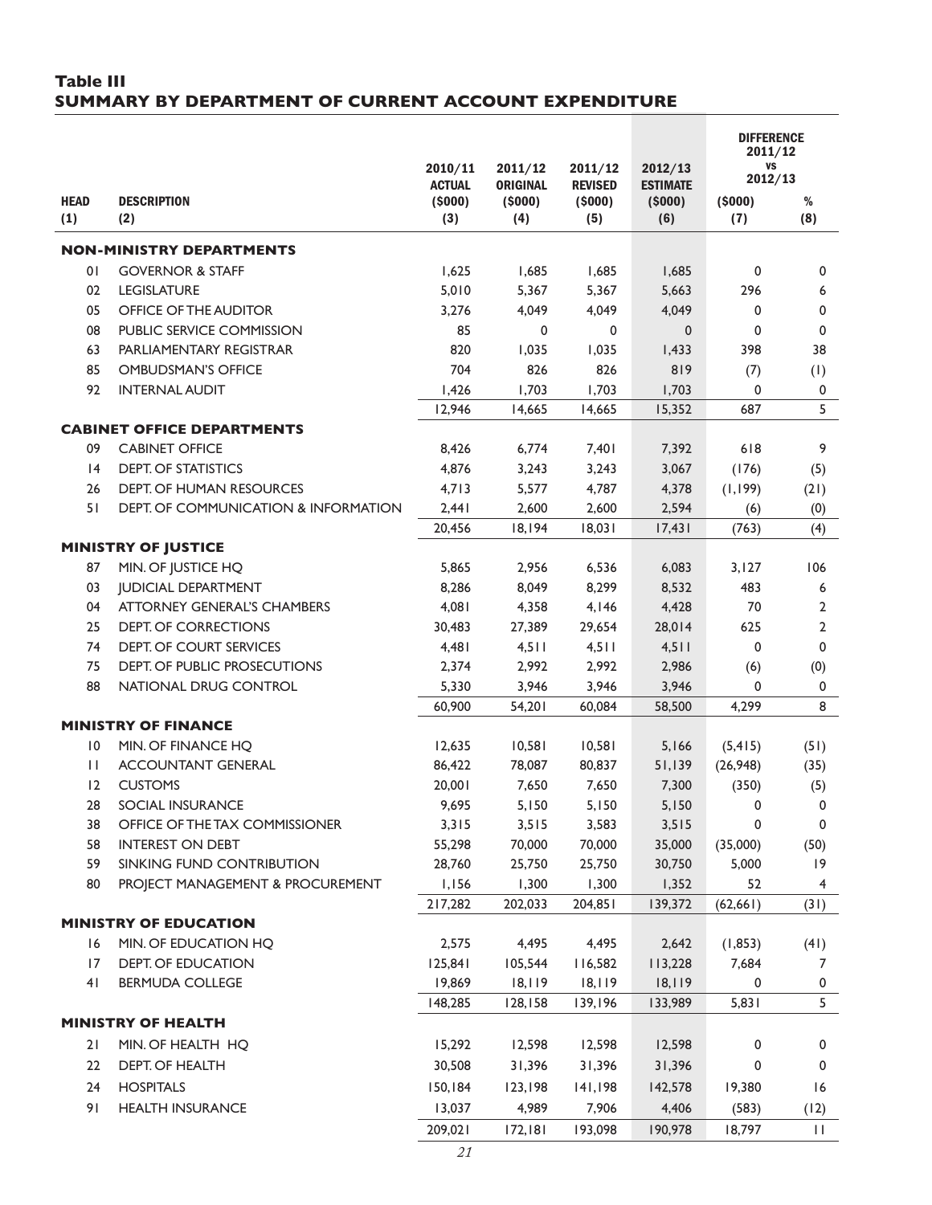**Table III**
**SUMMARY BY DEPARTMENT OF CURRENT ACCOUNT EXPENDITURE**

| HEAD | DESCRIPTION | 2010/11 ACTUAL ($000) | 2011/12 ORIGINAL ($000) | 2011/12 REVISED ($000) | 2012/13 ESTIMATE ($000) | DIFFERENCE 2011/12 VS 2012/13 ($000) | % |
|---|---|---|---|---|---|---|---|
| (1) | (2) | (3) | (4) | (5) | (6) | (7) | (8) |
| | **NON-MINISTRY DEPARTMENTS** | | | | | | |
| 01 | GOVERNOR & STAFF | 1,625 | 1,685 | 1,685 | 1,685 | 0 | 0 |
| 02 | LEGISLATURE | 5,010 | 5,367 | 5,367 | 5,663 | 296 | 6 |
| 05 | OFFICE OF THE AUDITOR | 3,276 | 4,049 | 4,049 | 4,049 | 0 | 0 |
| 08 | PUBLIC SERVICE COMMISSION | 85 | 0 | 0 | 0 | 0 | 0 |
| 63 | PARLIAMENTARY REGISTRAR | 820 | 1,035 | 1,035 | 1,433 | 398 | 38 |
| 85 | OMBUDSMAN'S OFFICE | 704 | 826 | 826 | 819 | (7) | (1) |
| 92 | INTERNAL AUDIT | 1,426 | 1,703 | 1,703 | 1,703 | 0 | 0 |
| | | 12,946 | 14,665 | 14,665 | 15,352 | 687 | 5 |
| | **CABINET OFFICE DEPARTMENTS** | | | | | | |
| 09 | CABINET OFFICE | 8,426 | 6,774 | 7,401 | 7,392 | 618 | 9 |
| 14 | DEPT. OF STATISTICS | 4,876 | 3,243 | 3,243 | 3,067 | (176) | (5) |
| 26 | DEPT. OF HUMAN RESOURCES | 4,713 | 5,577 | 4,787 | 4,378 | (1,199) | (21) |
| 51 | DEPT. OF COMMUNICATION & INFORMATION | 2,441 | 2,600 | 2,600 | 2,594 | (6) | (0) |
| | | 20,456 | 18,194 | 18,031 | 17,431 | (763) | (4) |
| | **MINISTRY OF JUSTICE** | | | | | | |
| 87 | MIN. OF JUSTICE HQ | 5,865 | 2,956 | 6,536 | 6,083 | 3,127 | 106 |
| 03 | JUDICIAL DEPARTMENT | 8,286 | 8,049 | 8,299 | 8,532 | 483 | 6 |
| 04 | ATTORNEY GENERAL'S CHAMBERS | 4,081 | 4,358 | 4,146 | 4,428 | 70 | 2 |
| 25 | DEPT. OF CORRECTIONS | 30,483 | 27,389 | 29,654 | 28,014 | 625 | 2 |
| 74 | DEPT. OF COURT SERVICES | 4,481 | 4,511 | 4,511 | 4,511 | 0 | 0 |
| 75 | DEPT. OF PUBLIC PROSECUTIONS | 2,374 | 2,992 | 2,992 | 2,986 | (6) | (0) |
| 88 | NATIONAL DRUG CONTROL | 5,330 | 3,946 | 3,946 | 3,946 | 0 | 0 |
| | | 60,900 | 54,201 | 60,084 | 58,500 | 4,299 | 8 |
| | **MINISTRY OF FINANCE** | | | | | | |
| 10 | MIN. OF FINANCE HQ | 12,635 | 10,581 | 10,581 | 5,166 | (5,415) | (51) |
| 11 | ACCOUNTANT GENERAL | 86,422 | 78,087 | 80,837 | 51,139 | (26,948) | (35) |
| 12 | CUSTOMS | 20,001 | 7,650 | 7,650 | 7,300 | (350) | (5) |
| 28 | SOCIAL INSURANCE | 9,695 | 5,150 | 5,150 | 5,150 | 0 | 0 |
| 38 | OFFICE OF THE TAX COMMISSIONER | 3,315 | 3,515 | 3,583 | 3,515 | 0 | 0 |
| 58 | INTEREST ON DEBT | 55,298 | 70,000 | 70,000 | 35,000 | (35,000) | (50) |
| 59 | SINKING FUND CONTRIBUTION | 28,760 | 25,750 | 25,750 | 30,750 | 5,000 | 19 |
| 80 | PROJECT MANAGEMENT & PROCUREMENT | 1,156 | 1,300 | 1,300 | 1,352 | 52 | 4 |
| | | 217,282 | 202,033 | 204,851 | 139,372 | (62,661) | (31) |
| | **MINISTRY OF EDUCATION** | | | | | | |
| 16 | MIN. OF EDUCATION HQ | 2,575 | 4,495 | 4,495 | 2,642 | (1,853) | (41) |
| 17 | DEPT. OF EDUCATION | 125,841 | 105,544 | 116,582 | 113,228 | 7,684 | 7 |
| 41 | BERMUDA COLLEGE | 19,869 | 18,119 | 18,119 | 18,119 | 0 | 0 |
| | | 148,285 | 128,158 | 139,196 | 133,989 | 5,831 | 5 |
| | **MINISTRY OF HEALTH** | | | | | | |
| 21 | MIN. OF HEALTH HQ | 15,292 | 12,598 | 12,598 | 12,598 | 0 | 0 |
| 22 | DEPT. OF HEALTH | 30,508 | 31,396 | 31,396 | 31,396 | 0 | 0 |
| 24 | HOSPITALS | 150,184 | 123,198 | 141,198 | 142,578 | 19,380 | 16 |
| 91 | HEALTH INSURANCE | 13,037 | 4,989 | 7,906 | 4,406 | (583) | (12) |
| | | 209,021 | 172,181 | 193,098 | 190,978 | 18,797 | 11 |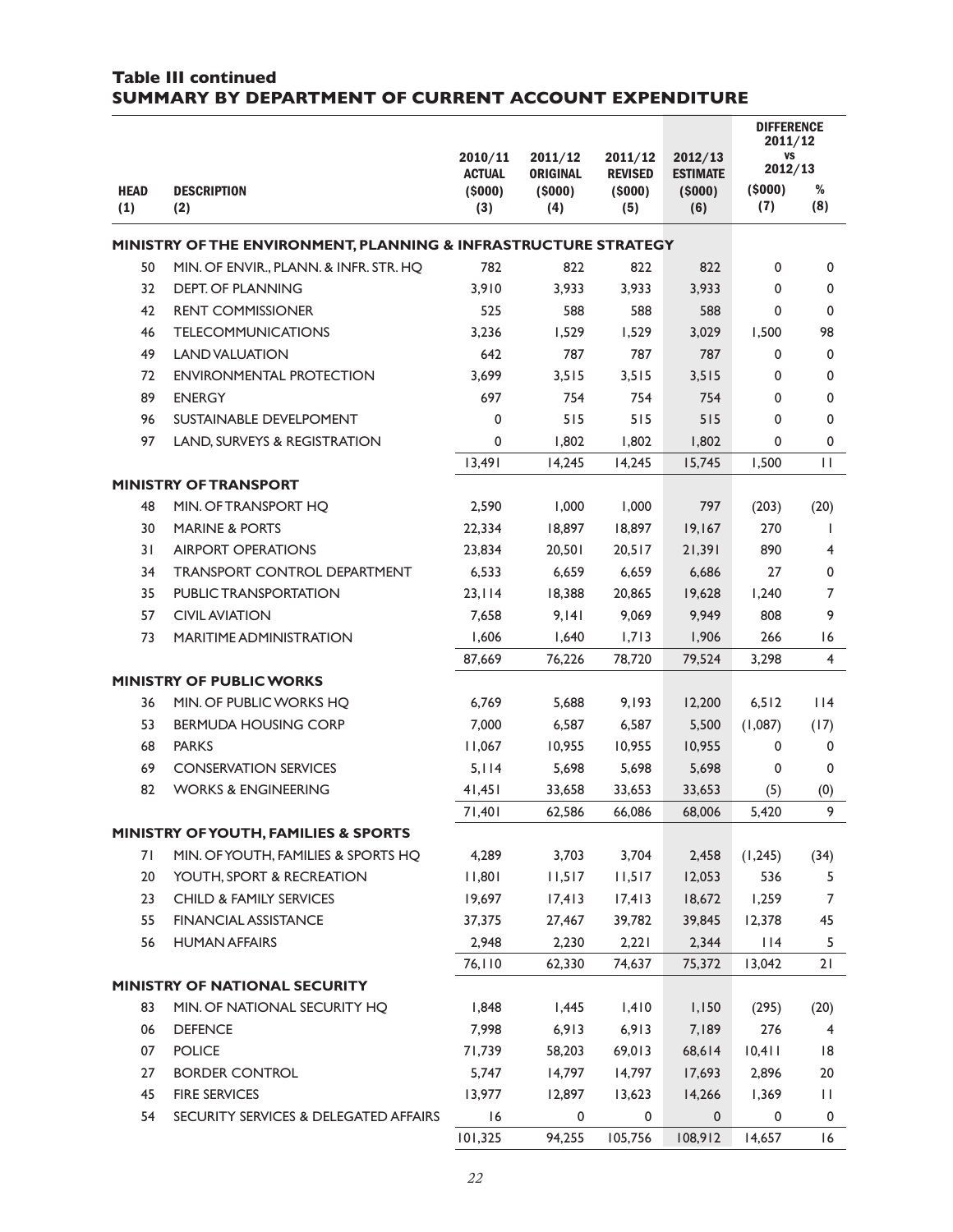## Table III continued
## SUMMARY BY DEPARTMENT OF CURRENT ACCOUNT EXPENDITURE

| HEAD (1) | DESCRIPTION (2) | 2010/11 ACTUAL ($000) (3) | 2011/12 ORIGINAL ($000) (4) | 2011/12 REVISED ($000) (5) | 2012/13 ESTIMATE ($000) (6) | DIFFERENCE 2011/12 VS 2012/13 ($000) (7) | % (8) |
|---|---|---|---|---|---|---|---|
| | **MINISTRY OF THE ENVIRONMENT, PLANNING & INFRASTRUCTURE STRATEGY** | | | | | | |
| 50 | MIN. OF ENVIR., PLANN. & INFR. STR. HQ | 782 | 822 | 822 | 822 | 0 | 0 |
| 32 | DEPT. OF PLANNING | 3,910 | 3,933 | 3,933 | 3,933 | 0 | 0 |
| 42 | RENT COMMISSIONER | 525 | 588 | 588 | 588 | 0 | 0 |
| 46 | TELECOMMUNICATIONS | 3,236 | 1,529 | 1,529 | 3,029 | 1,500 | 98 |
| 49 | LAND VALUATION | 642 | 787 | 787 | 787 | 0 | 0 |
| 72 | ENVIRONMENTAL PROTECTION | 3,699 | 3,515 | 3,515 | 3,515 | 0 | 0 |
| 89 | ENERGY | 697 | 754 | 754 | 754 | 0 | 0 |
| 96 | SUSTAINABLE DEVELPOMENT | 0 | 515 | 515 | 515 | 0 | 0 |
| 97 | LAND, SURVEYS & REGISTRATION | 0 | 1,802 | 1,802 | 1,802 | 0 | 0 |
| | | 13,491 | 14,245 | 14,245 | 15,745 | 1,500 | 11 |
| | **MINISTRY OF TRANSPORT** | | | | | | |
| 48 | MIN. OF TRANSPORT HQ | 2,590 | 1,000 | 1,000 | 797 | (203) | (20) |
| 30 | MARINE & PORTS | 22,334 | 18,897 | 18,897 | 19,167 | 270 | 1 |
| 31 | AIRPORT OPERATIONS | 23,834 | 20,501 | 20,517 | 21,391 | 890 | 4 |
| 34 | TRANSPORT CONTROL DEPARTMENT | 6,533 | 6,659 | 6,659 | 6,686 | 27 | 0 |
| 35 | PUBLIC TRANSPORTATION | 23,114 | 18,388 | 20,865 | 19,628 | 1,240 | 7 |
| 57 | CIVIL AVIATION | 7,658 | 9,141 | 9,069 | 9,949 | 808 | 9 |
| 73 | MARITIME ADMINISTRATION | 1,606 | 1,640 | 1,713 | 1,906 | 266 | 16 |
| | | 87,669 | 76,226 | 78,720 | 79,524 | 3,298 | 4 |
| | **MINISTRY OF PUBLIC WORKS** | | | | | | |
| 36 | MIN. OF PUBLIC WORKS HQ | 6,769 | 5,688 | 9,193 | 12,200 | 6,512 | 114 |
| 53 | BERMUDA HOUSING CORP | 7,000 | 6,587 | 6,587 | 5,500 | (1,087) | (17) |
| 68 | PARKS | 11,067 | 10,955 | 10,955 | 10,955 | 0 | 0 |
| 69 | CONSERVATION SERVICES | 5,114 | 5,698 | 5,698 | 5,698 | 0 | 0 |
| 82 | WORKS & ENGINEERING | 41,451 | 33,658 | 33,653 | 33,653 | (5) | (0) |
| | | 71,401 | 62,586 | 66,086 | 68,006 | 5,420 | 9 |
| | **MINISTRY OF YOUTH, FAMILIES & SPORTS** | | | | | | |
| 71 | MIN. OF YOUTH, FAMILIES & SPORTS HQ | 4,289 | 3,703 | 3,704 | 2,458 | (1,245) | (34) |
| 20 | YOUTH, SPORT & RECREATION | 11,801 | 11,517 | 11,517 | 12,053 | 536 | 5 |
| 23 | CHILD & FAMILY SERVICES | 19,697 | 17,413 | 17,413 | 18,672 | 1,259 | 7 |
| 55 | FINANCIAL ASSISTANCE | 37,375 | 27,467 | 39,782 | 39,845 | 12,378 | 45 |
| 56 | HUMAN AFFAIRS | 2,948 | 2,230 | 2,221 | 2,344 | 114 | 5 |
| | | 76,110 | 62,330 | 74,637 | 75,372 | 13,042 | 21 |
| | **MINISTRY OF NATIONAL SECURITY** | | | | | | |
| 83 | MIN. OF NATIONAL SECURITY HQ | 1,848 | 1,445 | 1,410 | 1,150 | (295) | (20) |
| 06 | DEFENCE | 7,998 | 6,913 | 6,913 | 7,189 | 276 | 4 |
| 07 | POLICE | 71,739 | 58,203 | 69,013 | 68,614 | 10,411 | 18 |
| 27 | BORDER CONTROL | 5,747 | 14,797 | 14,797 | 17,693 | 2,896 | 20 |
| 45 | FIRE SERVICES | 13,977 | 12,897 | 13,623 | 14,266 | 1,369 | 11 |
| 54 | SECURITY SERVICES & DELEGATED AFFAIRS | 16 | 0 | 0 | 0 | 0 | 0 |
| | | 101,325 | 94,255 | 105,756 | 108,912 | 14,657 | 16 |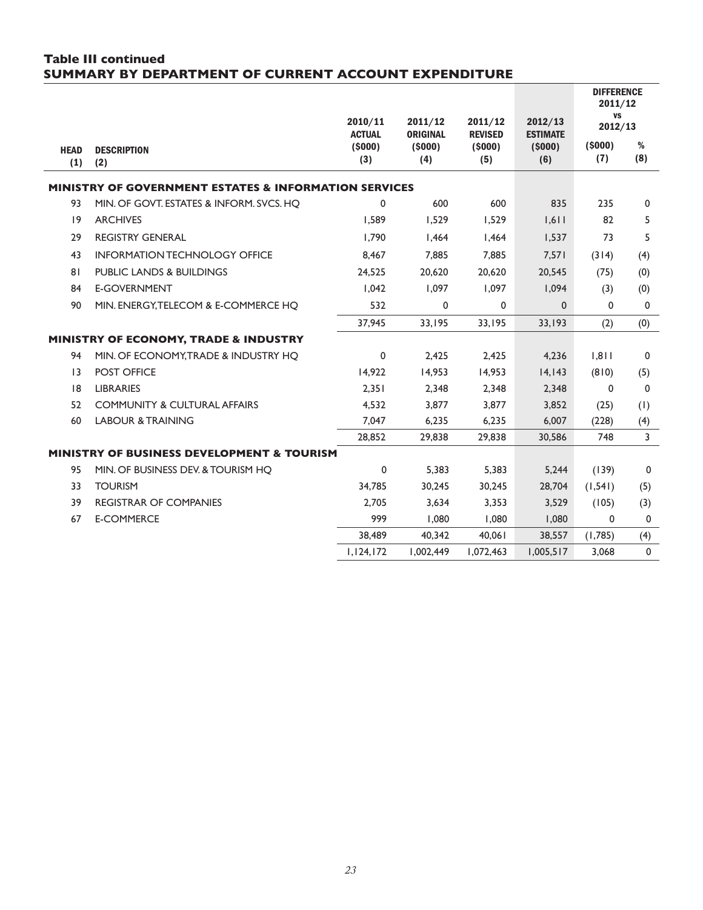## Table III continued
## SUMMARY BY DEPARTMENT OF CURRENT ACCOUNT EXPENDITURE

| HEAD (1) | DESCRIPTION (2) | 2010/11 ACTUAL ($000) (3) | 2011/12 ORIGINAL ($000) (4) | 2011/12 REVISED ($000) (5) | 2012/13 ESTIMATE ($000) (6) | DIFFERENCE 2011/12 VS 2012/13 ($000) (7) | % (8) |
|---|---|---|---|---|---|---|---|
| | **MINISTRY OF GOVERNMENT ESTATES & INFORMATION SERVICES** | | | | | | |
| 93 | MIN. OF GOVT. ESTATES & INFORM. SVCS. HQ | 0 | 600 | 600 | 835 | 235 | 0 |
| 19 | ARCHIVES | 1,589 | 1,529 | 1,529 | 1,611 | 82 | 5 |
| 29 | REGISTRY GENERAL | 1,790 | 1,464 | 1,464 | 1,537 | 73 | 5 |
| 43 | INFORMATION TECHNOLOGY OFFICE | 8,467 | 7,885 | 7,885 | 7,571 | (314) | (4) |
| 81 | PUBLIC LANDS & BUILDINGS | 24,525 | 20,620 | 20,620 | 20,545 | (75) | (0) |
| 84 | E-GOVERNMENT | 1,042 | 1,097 | 1,097 | 1,094 | (3) | (0) |
| 90 | MIN. ENERGY, TELECOM & E-COMMERCE HQ | 532 | 0 | 0 | 0 | 0 | 0 |
| | | 37,945 | 33,195 | 33,195 | 33,193 | (2) | (0) |
| | **MINISTRY OF ECONOMY, TRADE & INDUSTRY** | | | | | | |
| 94 | MIN. OF ECONOMY, TRADE & INDUSTRY HQ | 0 | 2,425 | 2,425 | 4,236 | 1,811 | 0 |
| 13 | POST OFFICE | 14,922 | 14,953 | 14,953 | 14,143 | (810) | (5) |
| 18 | LIBRARIES | 2,351 | 2,348 | 2,348 | 2,348 | 0 | 0 |
| 52 | COMMUNITY & CULTURAL AFFAIRS | 4,532 | 3,877 | 3,877 | 3,852 | (25) | (1) |
| 60 | LABOUR & TRAINING | 7,047 | 6,235 | 6,235 | 6,007 | (228) | (4) |
| | | 28,852 | 29,838 | 29,838 | 30,586 | 748 | 3 |
| | **MINISTRY OF BUSINESS DEVELOPMENT & TOURISM** | | | | | | |
| 95 | MIN. OF BUSINESS DEV. & TOURISM HQ | 0 | 5,383 | 5,383 | 5,244 | (139) | 0 |
| 33 | TOURISM | 34,785 | 30,245 | 30,245 | 28,704 | (1,541) | (5) |
| 39 | REGISTRAR OF COMPANIES | 2,705 | 3,634 | 3,353 | 3,529 | (105) | (3) |
| 67 | E-COMMERCE | 999 | 1,080 | 1,080 | 1,080 | 0 | 0 |
| | | 38,489 | 40,342 | 40,061 | 38,557 | (1,785) | (4) |
| | | 1,124,172 | 1,002,449 | 1,072,463 | 1,005,517 | 3,068 | 0 |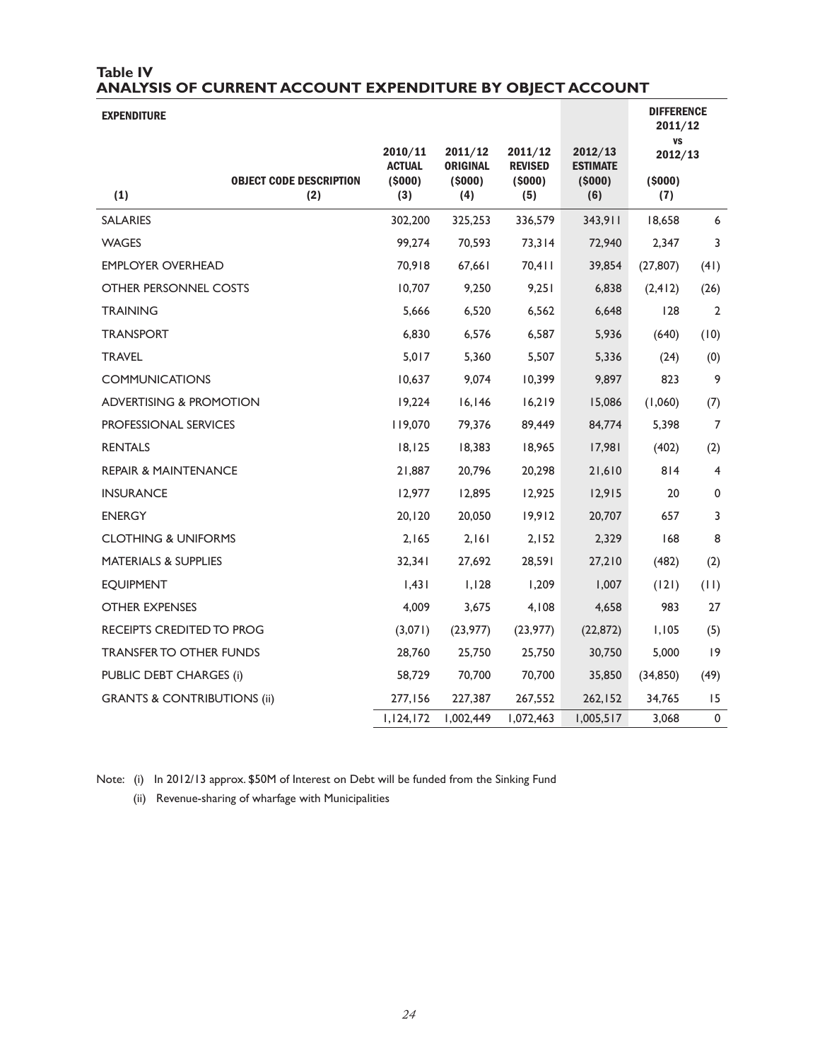## Table IV
## ANALYSIS OF CURRENT ACCOUNT EXPENDITURE BY OBJECT ACCOUNT

| EXPENDITURE (1) | OBJECT CODE DESCRIPTION (2) | 2010/11 ACTUAL ($000) (3) | 2011/12 ORIGINAL ($000) (4) | 2011/12 REVISED ($000) (5) | 2012/13 ESTIMATE ($000) (6) | DIFFERENCE 2011/12 VS 2012/13 ($000) (7) | |
|---|---|---|---|---|---|---|---|
| SALARIES | | 302,200 | 325,253 | 336,579 | 343,911 | 18,658 | 6 |
| WAGES | | 99,274 | 70,593 | 73,314 | 72,940 | 2,347 | 3 |
| EMPLOYER OVERHEAD | | 70,918 | 67,661 | 70,411 | 39,854 | (27,807) | (41) |
| OTHER PERSONNEL COSTS | | 10,707 | 9,250 | 9,251 | 6,838 | (2,412) | (26) |
| TRAINING | | 5,666 | 6,520 | 6,562 | 6,648 | 128 | 2 |
| TRANSPORT | | 6,830 | 6,576 | 6,587 | 5,936 | (640) | (10) |
| TRAVEL | | 5,017 | 5,360 | 5,507 | 5,336 | (24) | (0) |
| COMMUNICATIONS | | 10,637 | 9,074 | 10,399 | 9,897 | 823 | 9 |
| ADVERTISING & PROMOTION | | 19,224 | 16,146 | 16,219 | 15,086 | (1,060) | (7) |
| PROFESSIONAL SERVICES | | 119,070 | 79,376 | 89,449 | 84,774 | 5,398 | 7 |
| RENTALS | | 18,125 | 18,383 | 18,965 | 17,981 | (402) | (2) |
| REPAIR & MAINTENANCE | | 21,887 | 20,796 | 20,298 | 21,610 | 814 | 4 |
| INSURANCE | | 12,977 | 12,895 | 12,925 | 12,915 | 20 | 0 |
| ENERGY | | 20,120 | 20,050 | 19,912 | 20,707 | 657 | 3 |
| CLOTHING & UNIFORMS | | 2,165 | 2,161 | 2,152 | 2,329 | 168 | 8 |
| MATERIALS & SUPPLIES | | 32,341 | 27,692 | 28,591 | 27,210 | (482) | (2) |
| EQUIPMENT | | 1,431 | 1,128 | 1,209 | 1,007 | (121) | (11) |
| OTHER EXPENSES | | 4,009 | 3,675 | 4,108 | 4,658 | 983 | 27 |
| RECEIPTS CREDITED TO PROG | | (3,071) | (23,977) | (23,977) | (22,872) | 1,105 | (5) |
| TRANSFER TO OTHER FUNDS | | 28,760 | 25,750 | 25,750 | 30,750 | 5,000 | 19 |
| PUBLIC DEBT CHARGES (i) | | 58,729 | 70,700 | 70,700 | 35,850 | (34,850) | (49) |
| GRANTS & CONTRIBUTIONS (ii) | | 277,156 | 227,387 | 267,552 | 262,152 | 34,765 | 15 |
| | | 1,124,172 | 1,002,449 | 1,072,463 | 1,005,517 | 3,068 | 0 |

Note: (i) In 2012/13 approx. $50M of Interest on Debt will be funded from the Sinking Fund

(ii) Revenue-sharing of wharfage with Municipalities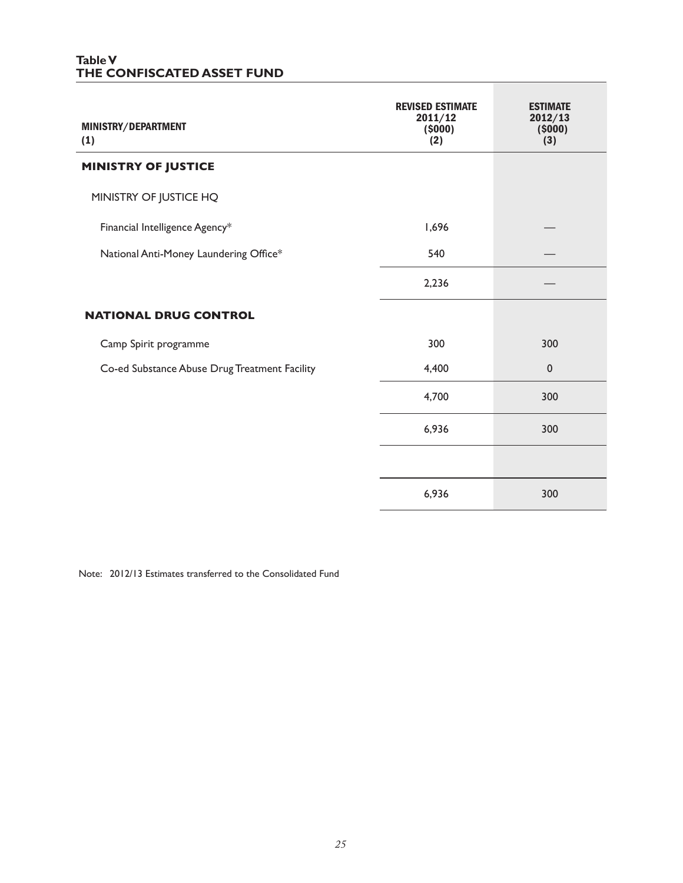**Table V**
**THE CONFISCATED ASSET FUND**

| MINISTRY/DEPARTMENT (1) | REVISED ESTIMATE 2011/12 ($000) (2) | ESTIMATE 2012/13 ($000) (3) |
|---|---|---|
| **MINISTRY OF JUSTICE** | | |
| MINISTRY OF JUSTICE HQ | | |
| Financial Intelligence Agency* | 1,696 | — |
| National Anti-Money Laundering Office* | 540 | — |
| | 2,236 | — |
| **NATIONAL DRUG CONTROL** | | |
| Camp Spirit programme | 300 | 300 |
| Co-ed Substance Abuse Drug Treatment Facility | 4,400 | 0 |
| | 4,700 | 300 |
| | 6,936 | 300 |
| | | |
| | 6,936 | 300 |

Note: 2012/13 Estimates transferred to the Consolidated Fund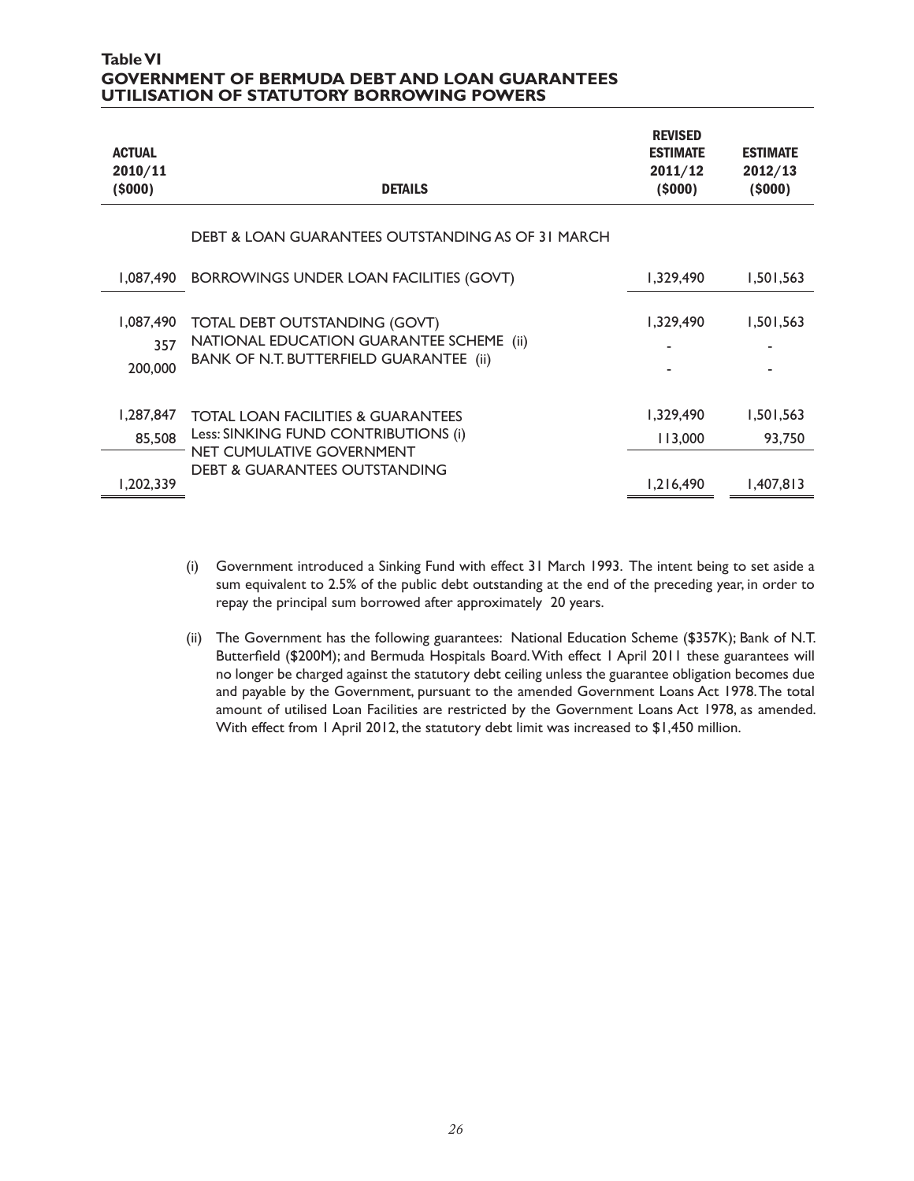**Table VI**
**GOVERNMENT OF BERMUDA DEBT AND LOAN GUARANTEES**
**UTILISATION OF STATUTORY BORROWING POWERS**

| ACTUAL 2010/11 ($000) | DETAILS | REVISED ESTIMATE 2011/12 ($000) | ESTIMATE 2012/13 ($000) |
|---|---|---|---|
| | DEBT & LOAN GUARANTEES OUTSTANDING AS OF 31 MARCH | | |
| 1,087,490 | BORROWINGS UNDER LOAN FACILITIES (GOVT) | 1,329,490 | 1,501,563 |
| 1,087,490 | TOTAL DEBT OUTSTANDING (GOVT) | 1,329,490 | 1,501,563 |
| 357 | NATIONAL EDUCATION GUARANTEE SCHEME (ii) | - | - |
| 200,000 | BANK OF N.T. BUTTERFIELD GUARANTEE (ii) | - | - |
| 1,287,847 | TOTAL LOAN FACILITIES & GUARANTEES | 1,329,490 | 1,501,563 |
| 85,508 | Less: SINKING FUND CONTRIBUTIONS (i) | 113,000 | 93,750 |
| 1,202,339 | NET CUMULATIVE GOVERNMENT DEBT & GUARANTEES OUTSTANDING | 1,216,490 | 1,407,813 |

(i) Government introduced a Sinking Fund with effect 31 March 1993. The intent being to set aside a sum equivalent to 2.5% of the public debt outstanding at the end of the preceding year, in order to repay the principal sum borrowed after approximately 20 years.

(ii) The Government has the following guarantees: National Education Scheme ($357K); Bank of N.T. Butterfield ($200M); and Bermuda Hospitals Board. With effect 1 April 2011 these guarantees will no longer be charged against the statutory debt ceiling unless the guarantee obligation becomes due and payable by the Government, pursuant to the amended Government Loans Act 1978. The total amount of utilised Loan Facilities are restricted by the Government Loans Act 1978, as amended. With effect from 1 April 2012, the statutory debt limit was increased to $1,450 million.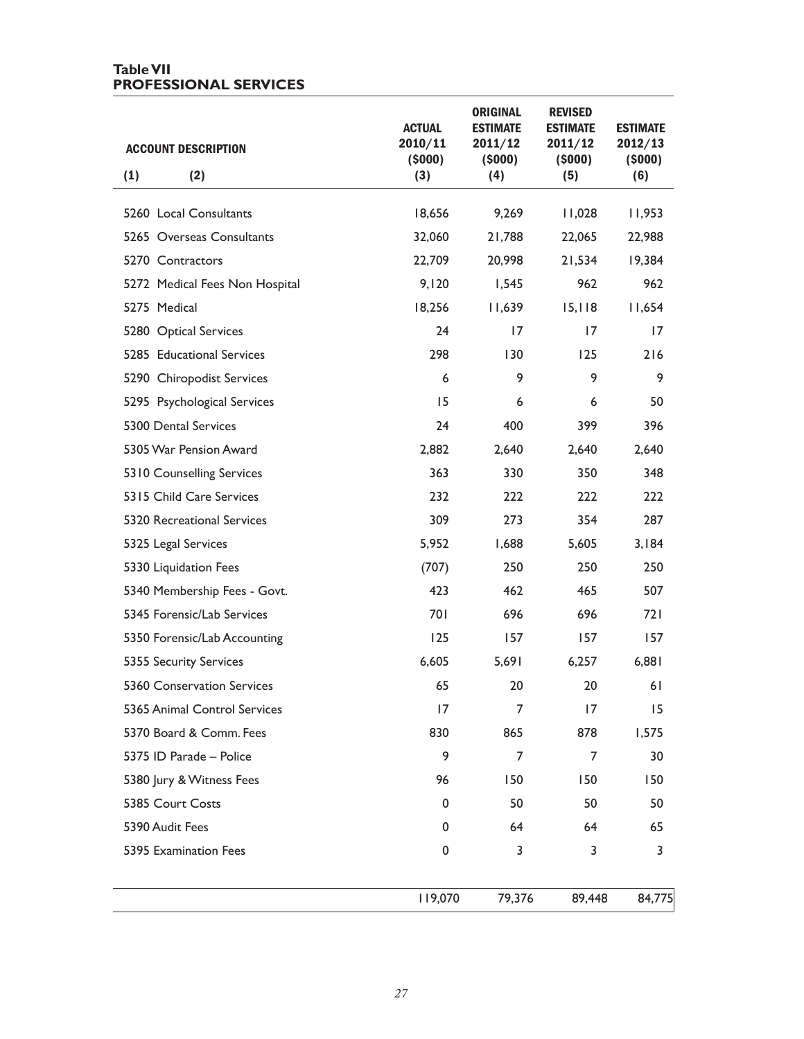**Table VII**
**PROFESSIONAL SERVICES**

| ACCOUNT DESCRIPTION (1) | (2) | ACTUAL 2010/11 ($000) (3) | ORIGINAL ESTIMATE 2011/12 ($000) (4) | REVISED ESTIMATE 2011/12 ($000) (5) | ESTIMATE 2012/13 ($000) (6) |
|---|---|---|---|---|---|
| 5260 | Local Consultants | 18,656 | 9,269 | 11,028 | 11,953 |
| 5265 | Overseas Consultants | 32,060 | 21,788 | 22,065 | 22,988 |
| 5270 | Contractors | 22,709 | 20,998 | 21,534 | 19,384 |
| 5272 | Medical Fees Non Hospital | 9,120 | 1,545 | 962 | 962 |
| 5275 | Medical | 18,256 | 11,639 | 15,118 | 11,654 |
| 5280 | Optical Services | 24 | 17 | 17 | 17 |
| 5285 | Educational Services | 298 | 130 | 125 | 216 |
| 5290 | Chiropodist Services | 6 | 9 | 9 | 9 |
| 5295 | Psychological Services | 15 | 6 | 6 | 50 |
| 5300 | Dental Services | 24 | 400 | 399 | 396 |
| 5305 | War Pension Award | 2,882 | 2,640 | 2,640 | 2,640 |
| 5310 | Counselling Services | 363 | 330 | 350 | 348 |
| 5315 | Child Care Services | 232 | 222 | 222 | 222 |
| 5320 | Recreational Services | 309 | 273 | 354 | 287 |
| 5325 | Legal Services | 5,952 | 1,688 | 5,605 | 3,184 |
| 5330 | Liquidation Fees | (707) | 250 | 250 | 250 |
| 5340 | Membership Fees - Govt. | 423 | 462 | 465 | 507 |
| 5345 | Forensic/Lab Services | 701 | 696 | 696 | 721 |
| 5350 | Forensic/Lab Accounting | 125 | 157 | 157 | 157 |
| 5355 | Security Services | 6,605 | 5,691 | 6,257 | 6,881 |
| 5360 | Conservation Services | 65 | 20 | 20 | 61 |
| 5365 | Animal Control Services | 17 | 7 | 17 | 15 |
| 5370 | Board & Comm. Fees | 830 | 865 | 878 | 1,575 |
| 5375 | ID Parade – Police | 9 | 7 | 7 | 30 |
| 5380 | Jury & Witness Fees | 96 | 150 | 150 | 150 |
| 5385 | Court Costs | 0 | 50 | 50 | 50 |
| 5390 | Audit Fees | 0 | 64 | 64 | 65 |
| 5395 | Examination Fees | 0 | 3 | 3 | 3 |
| | | 119,070 | 79,376 | 89,448 | 84,775 |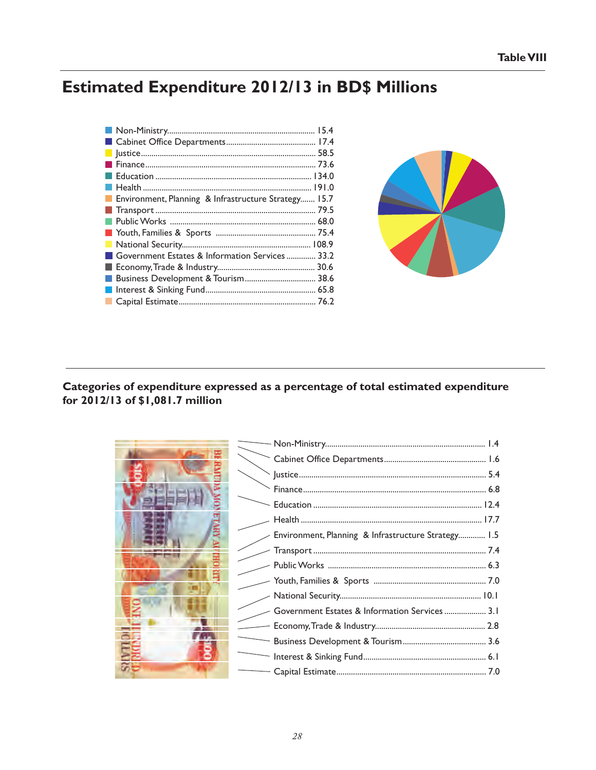**Table VIII**

# Estimated Expenditure 2012/13 in BD$ Millions

| Category | BD$ Millions |
|---|---|
| Non-Ministry | 15.4 |
| Cabinet Office Departments | 17.4 |
| Justice | 58.5 |
| Finance | 73.6 |
| Education | 134.0 |
| Health | 191.0 |
| Environment, Planning & Infrastructure Strategy | 15.7 |
| Transport | 79.5 |
| Public Works | 68.0 |
| Youth, Families & Sports | 75.4 |
| National Security | 108.9 |
| Government Estates & Information Services | 33.2 |
| Economy, Trade & Industry | 30.6 |
| Business Development & Tourism | 38.6 |
| Interest & Sinking Fund | 65.8 |
| Capital Estimate | 76.2 |

## Categories of expenditure expressed as a percentage of total estimated expenditure for 2012/13 of $1,081.7 million

| Category | % |
|---|---|
| Non-Ministry | 1.4 |
| Cabinet Office Departments | 1.6 |
| Justice | 5.4 |
| Finance | 6.8 |
| Education | 12.4 |
| Health | 17.7 |
| Environment, Planning & Infrastructure Strategy | 1.5 |
| Transport | 7.4 |
| Public Works | 6.3 |
| Youth, Families & Sports | 7.0 |
| National Security | 10.1 |
| Government Estates & Information Services | 3.1 |
| Economy, Trade & Industry | 2.8 |
| Business Development & Tourism | 3.6 |
| Interest & Sinking Fund | 6.1 |
| Capital Estimate | 7.0 |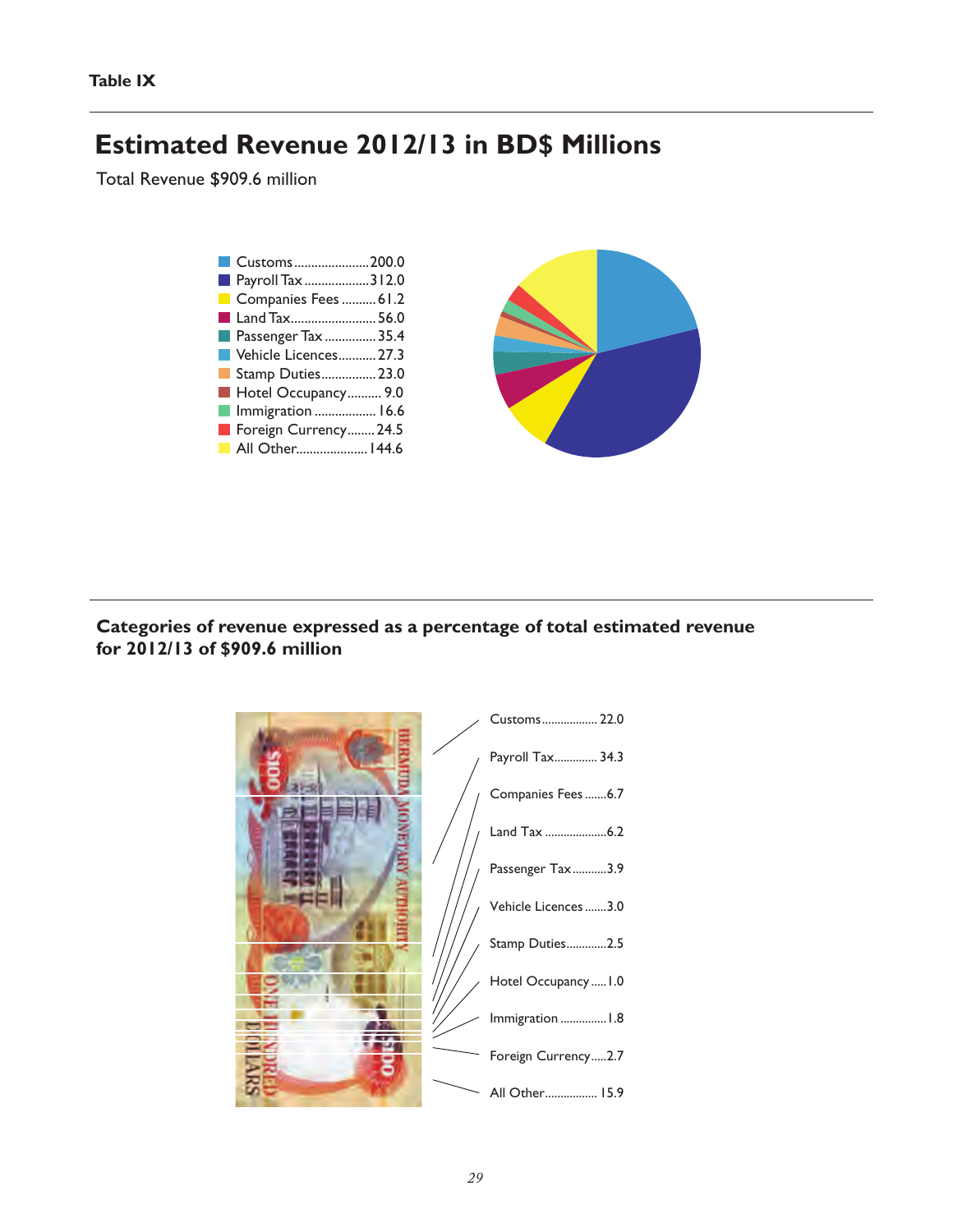**Table IX**

# Estimated Revenue 2012/13 in BD$ Millions

Total Revenue $909.6 million

| Category | BD$ Millions |
|---|---|
| Customs | 200.0 |
| Payroll Tax | 312.0 |
| Companies Fees | 61.2 |
| Land Tax | 56.0 |
| Passenger Tax | 35.4 |
| Vehicle Licences | 27.3 |
| Stamp Duties | 23.0 |
| Hotel Occupancy | 9.0 |
| Immigration | 16.6 |
| Foreign Currency | 24.5 |
| All Other | 144.6 |

**Categories of revenue expressed as a percentage of total estimated revenue for 2012/13 of $909.6 million**

| Category | % |
|---|---|
| Customs | 22.0 |
| Payroll Tax | 34.3 |
| Companies Fees | 6.7 |
| Land Tax | 6.2 |
| Passenger Tax | 3.9 |
| Vehicle Licences | 3.0 |
| Stamp Duties | 2.5 |
| Hotel Occupancy | 1.0 |
| Immigration | 1.8 |
| Foreign Currency | 2.7 |
| All Other | 15.9 |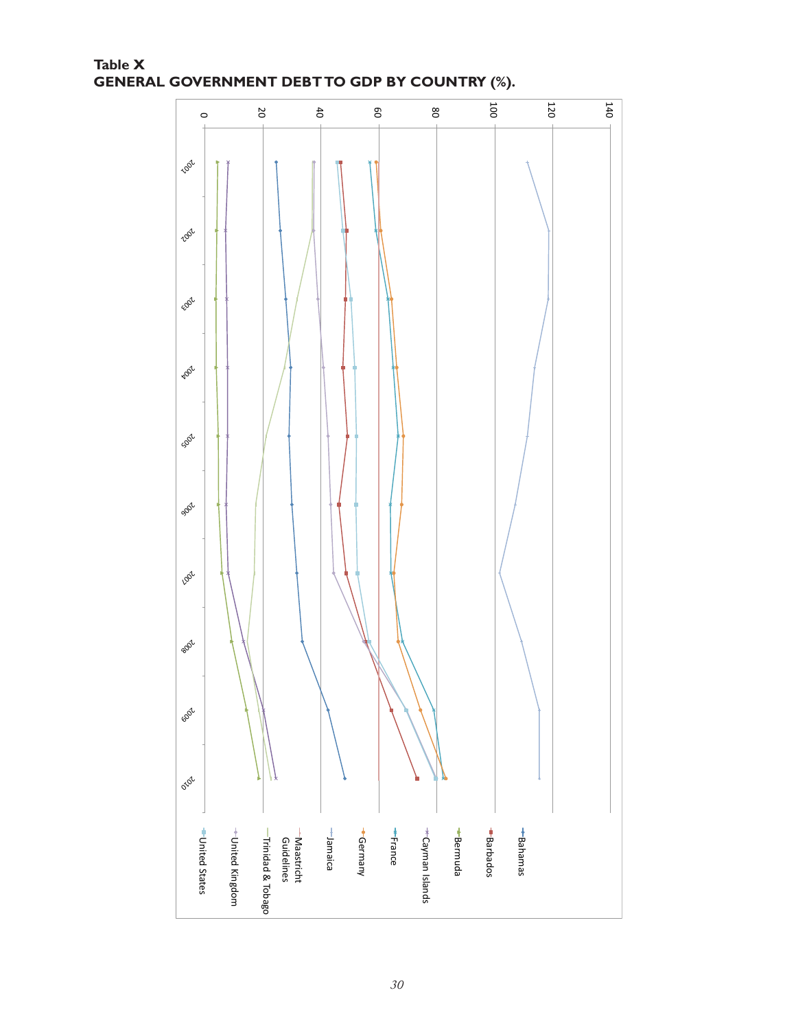**Table X**
**GENERAL GOVERNMENT DEBT TO GDP BY COUNTRY (%).**

0
20
40
60
80
100
120
140

2001
2002
2003
2004
2005
2006
2007
2008
2009
2010

Bahamas
Barbados
Bermuda
Cayman Islands
France
Germany
Jamaica
Maastricht Guidelines
Trinidad & Tobago
United Kingdom
United States